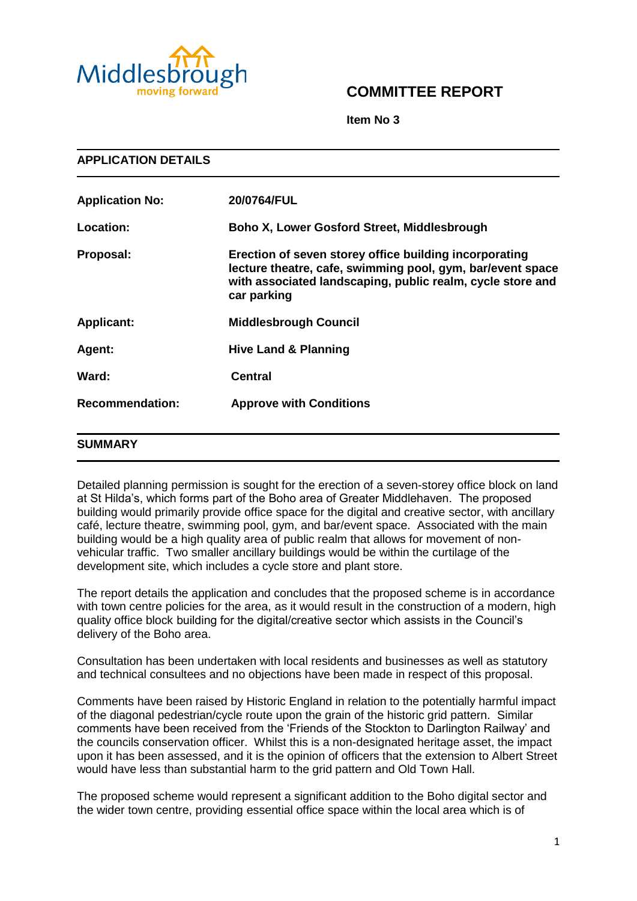Middlesbrough
moving forward

# COMMITTEE REPORT

**Item No 3**

## APPLICATION DETAILS

| | |
|---|---|
| **Application No:** | **20/0764/FUL** |
| **Location:** | **Boho X, Lower Gosford Street, Middlesbrough** |
| **Proposal:** | **Erection of seven storey office building incorporating lecture theatre, cafe, swimming pool, gym, bar/event space with associated landscaping, public realm, cycle store and car parking** |
| **Applicant:** | **Middlesbrough Council** |
| **Agent:** | **Hive Land & Planning** |
| **Ward:** | **Central** |
| **Recommendation:** | **Approve with Conditions** |

## SUMMARY

Detailed planning permission is sought for the erection of a seven-storey office block on land at St Hilda's, which forms part of the Boho area of Greater Middlehaven. The proposed building would primarily provide office space for the digital and creative sector, with ancillary café, lecture theatre, swimming pool, gym, and bar/event space. Associated with the main building would be a high quality area of public realm that allows for movement of non-vehicular traffic. Two smaller ancillary buildings would be within the curtilage of the development site, which includes a cycle store and plant store.

The report details the application and concludes that the proposed scheme is in accordance with town centre policies for the area, as it would result in the construction of a modern, high quality office block building for the digital/creative sector which assists in the Council's delivery of the Boho area.

Consultation has been undertaken with local residents and businesses as well as statutory and technical consultees and no objections have been made in respect of this proposal.

Comments have been raised by Historic England in relation to the potentially harmful impact of the diagonal pedestrian/cycle route upon the grain of the historic grid pattern. Similar comments have been received from the 'Friends of the Stockton to Darlington Railway' and the councils conservation officer. Whilst this is a non-designated heritage asset, the impact upon it has been assessed, and it is the opinion of officers that the extension to Albert Street would have less than substantial harm to the grid pattern and Old Town Hall.

The proposed scheme would represent a significant addition to the Boho digital sector and the wider town centre, providing essential office space within the local area which is of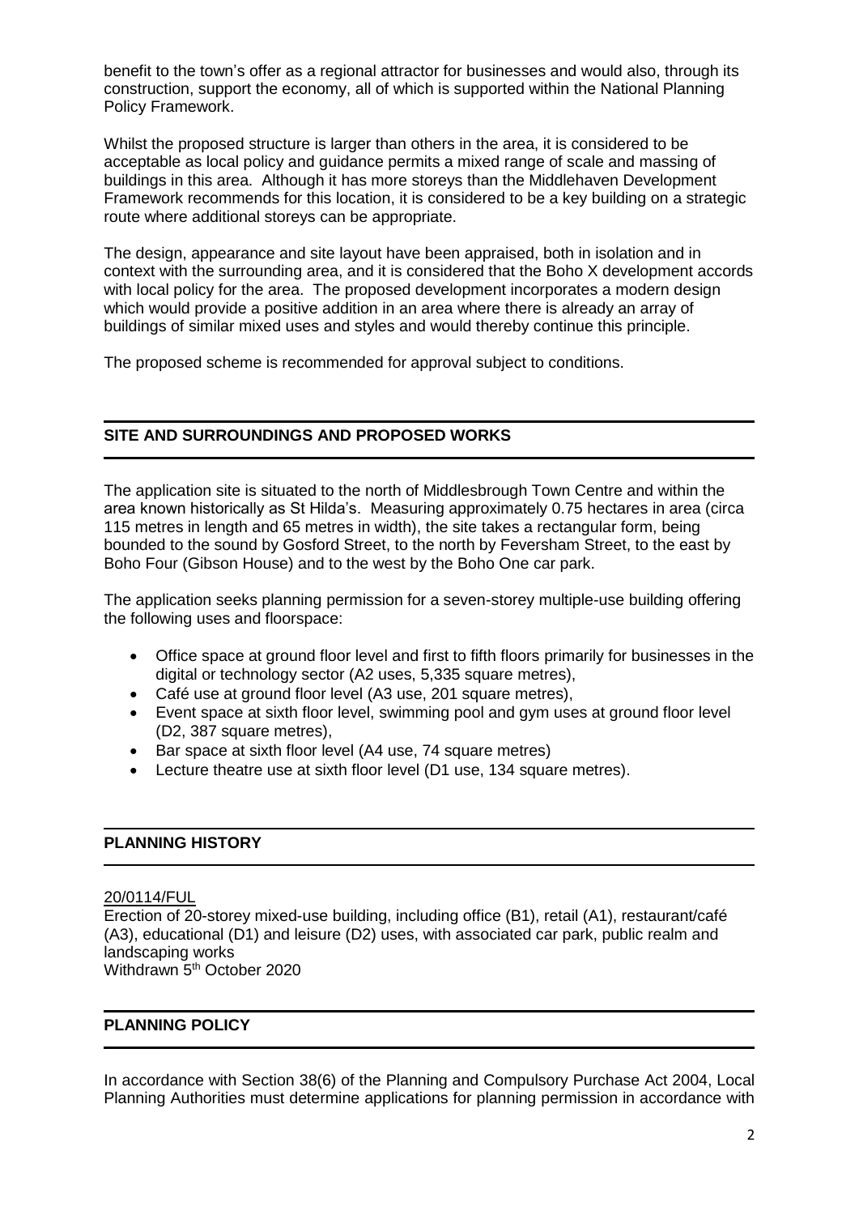benefit to the town's offer as a regional attractor for businesses and would also, through its construction, support the economy, all of which is supported within the National Planning Policy Framework.

Whilst the proposed structure is larger than others in the area, it is considered to be acceptable as local policy and guidance permits a mixed range of scale and massing of buildings in this area. Although it has more storeys than the Middlehaven Development Framework recommends for this location, it is considered to be a key building on a strategic route where additional storeys can be appropriate.

The design, appearance and site layout have been appraised, both in isolation and in context with the surrounding area, and it is considered that the Boho X development accords with local policy for the area. The proposed development incorporates a modern design which would provide a positive addition in an area where there is already an array of buildings of similar mixed uses and styles and would thereby continue this principle.

The proposed scheme is recommended for approval subject to conditions.

## SITE AND SURROUNDINGS AND PROPOSED WORKS

The application site is situated to the north of Middlesbrough Town Centre and within the area known historically as St Hilda's. Measuring approximately 0.75 hectares in area (circa 115 metres in length and 65 metres in width), the site takes a rectangular form, being bounded to the sound by Gosford Street, to the north by Feversham Street, to the east by Boho Four (Gibson House) and to the west by the Boho One car park.

The application seeks planning permission for a seven-storey multiple-use building offering the following uses and floorspace:

- Office space at ground floor level and first to fifth floors primarily for businesses in the digital or technology sector (A2 uses, 5,335 square metres),
- Café use at ground floor level (A3 use, 201 square metres),
- Event space at sixth floor level, swimming pool and gym uses at ground floor level (D2, 387 square metres),
- Bar space at sixth floor level (A4 use, 74 square metres)
- Lecture theatre use at sixth floor level (D1 use, 134 square metres).

## PLANNING HISTORY

20/0114/FUL
Erection of 20-storey mixed-use building, including office (B1), retail (A1), restaurant/café (A3), educational (D1) and leisure (D2) uses, with associated car park, public realm and landscaping works
Withdrawn 5th October 2020

## PLANNING POLICY

In accordance with Section 38(6) of the Planning and Compulsory Purchase Act 2004, Local Planning Authorities must determine applications for planning permission in accordance with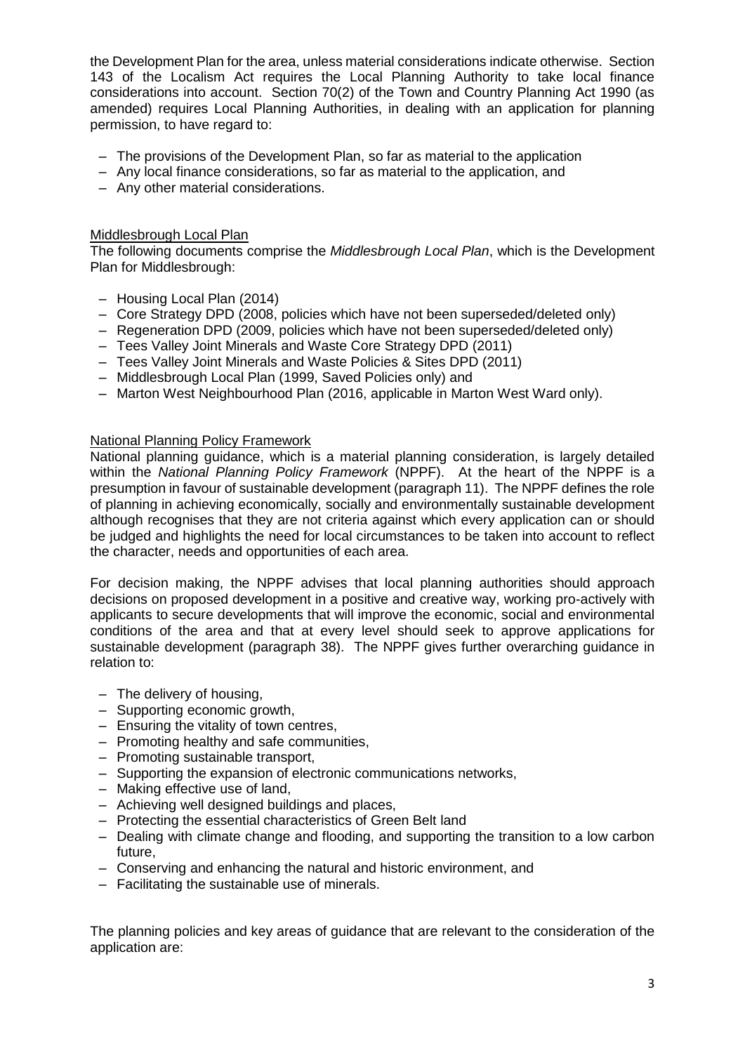the Development Plan for the area, unless material considerations indicate otherwise. Section 143 of the Localism Act requires the Local Planning Authority to take local finance considerations into account. Section 70(2) of the Town and Country Planning Act 1990 (as amended) requires Local Planning Authorities, in dealing with an application for planning permission, to have regard to:

- The provisions of the Development Plan, so far as material to the application
- Any local finance considerations, so far as material to the application, and
- Any other material considerations.

Middlesbrough Local Plan

The following documents comprise the *Middlesbrough Local Plan*, which is the Development Plan for Middlesbrough:

- Housing Local Plan (2014)
- Core Strategy DPD (2008, policies which have not been superseded/deleted only)
- Regeneration DPD (2009, policies which have not been superseded/deleted only)
- Tees Valley Joint Minerals and Waste Core Strategy DPD (2011)
- Tees Valley Joint Minerals and Waste Policies & Sites DPD (2011)
- Middlesbrough Local Plan (1999, Saved Policies only) and
- Marton West Neighbourhood Plan (2016, applicable in Marton West Ward only).

National Planning Policy Framework

National planning guidance, which is a material planning consideration, is largely detailed within the *National Planning Policy Framework* (NPPF). At the heart of the NPPF is a presumption in favour of sustainable development (paragraph 11). The NPPF defines the role of planning in achieving economically, socially and environmentally sustainable development although recognises that they are not criteria against which every application can or should be judged and highlights the need for local circumstances to be taken into account to reflect the character, needs and opportunities of each area.

For decision making, the NPPF advises that local planning authorities should approach decisions on proposed development in a positive and creative way, working pro-actively with applicants to secure developments that will improve the economic, social and environmental conditions of the area and that at every level should seek to approve applications for sustainable development (paragraph 38). The NPPF gives further overarching guidance in relation to:

- The delivery of housing,
- Supporting economic growth,
- Ensuring the vitality of town centres,
- Promoting healthy and safe communities,
- Promoting sustainable transport,
- Supporting the expansion of electronic communications networks,
- Making effective use of land,
- Achieving well designed buildings and places,
- Protecting the essential characteristics of Green Belt land
- Dealing with climate change and flooding, and supporting the transition to a low carbon future,
- Conserving and enhancing the natural and historic environment, and
- Facilitating the sustainable use of minerals.

The planning policies and key areas of guidance that are relevant to the consideration of the application are: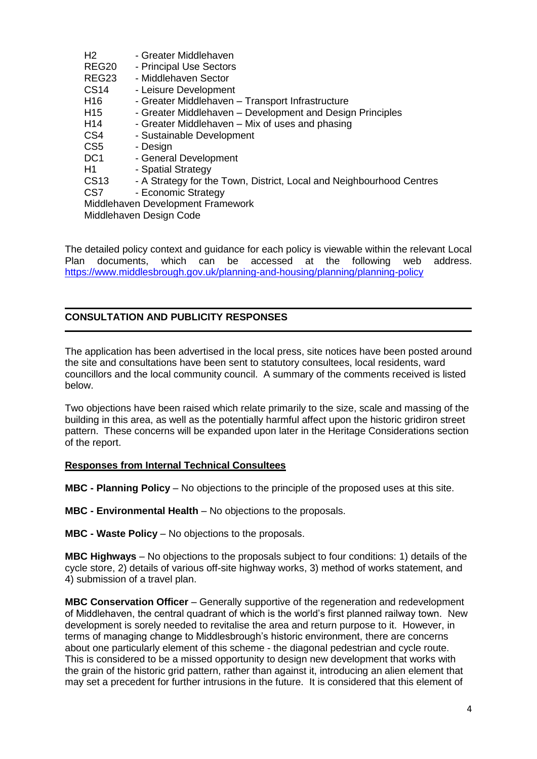| | |
|---|---|
| H2 | - Greater Middlehaven |
| REG20 | - Principal Use Sectors |
| REG23 | - Middlehaven Sector |
| CS14 | - Leisure Development |
| H16 | - Greater Middlehaven – Transport Infrastructure |
| H15 | - Greater Middlehaven – Development and Design Principles |
| H14 | - Greater Middlehaven – Mix of uses and phasing |
| CS4 | - Sustainable Development |
| CS5 | - Design |
| DC1 | - General Development |
| H1 | - Spatial Strategy |
| CS13 | - A Strategy for the Town, District, Local and Neighbourhood Centres |
| CS7 | - Economic Strategy |

Middlehaven Development Framework
Middlehaven Design Code

The detailed policy context and guidance for each policy is viewable within the relevant Local Plan documents, which can be accessed at the following web address. https://www.middlesbrough.gov.uk/planning-and-housing/planning/planning-policy

## CONSULTATION AND PUBLICITY RESPONSES

The application has been advertised in the local press, site notices have been posted around the site and consultations have been sent to statutory consultees, local residents, ward councillors and the local community council. A summary of the comments received is listed below.

Two objections have been raised which relate primarily to the size, scale and massing of the building in this area, as well as the potentially harmful affect upon the historic gridiron street pattern. These concerns will be expanded upon later in the Heritage Considerations section of the report.

### Responses from Internal Technical Consultees

**MBC - Planning Policy** – No objections to the principle of the proposed uses at this site.

**MBC - Environmental Health** – No objections to the proposals.

**MBC - Waste Policy** – No objections to the proposals.

**MBC Highways** – No objections to the proposals subject to four conditions: 1) details of the cycle store, 2) details of various off-site highway works, 3) method of works statement, and 4) submission of a travel plan.

**MBC Conservation Officer** – Generally supportive of the regeneration and redevelopment of Middlehaven, the central quadrant of which is the world's first planned railway town. New development is sorely needed to revitalise the area and return purpose to it. However, in terms of managing change to Middlesbrough's historic environment, there are concerns about one particularly element of this scheme - the diagonal pedestrian and cycle route. This is considered to be a missed opportunity to design new development that works with the grain of the historic grid pattern, rather than against it, introducing an alien element that may set a precedent for further intrusions in the future. It is considered that this element of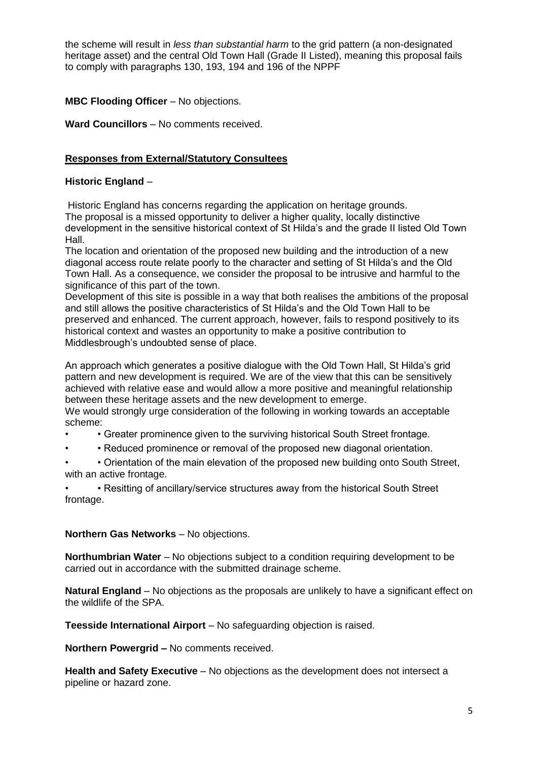the scheme will result in *less than substantial harm* to the grid pattern (a non-designated heritage asset) and the central Old Town Hall (Grade II Listed), meaning this proposal fails to comply with paragraphs 130, 193, 194 and 196 of the NPPF

**MBC Flooding Officer** – No objections.

**Ward Councillors** – No comments received.

## Responses from External/Statutory Consultees

**Historic England** –

Historic England has concerns regarding the application on heritage grounds.
The proposal is a missed opportunity to deliver a higher quality, locally distinctive development in the sensitive historical context of St Hilda's and the grade II listed Old Town Hall.
The location and orientation of the proposed new building and the introduction of a new diagonal access route relate poorly to the character and setting of St Hilda's and the Old Town Hall. As a consequence, we consider the proposal to be intrusive and harmful to the significance of this part of the town.
Development of this site is possible in a way that both realises the ambitions of the proposal and still allows the positive characteristics of St Hilda's and the Old Town Hall to be preserved and enhanced. The current approach, however, fails to respond positively to its historical context and wastes an opportunity to make a positive contribution to Middlesbrough's undoubted sense of place.

An approach which generates a positive dialogue with the Old Town Hall, St Hilda's grid pattern and new development is required. We are of the view that this can be sensitively achieved with relative ease and would allow a more positive and meaningful relationship between these heritage assets and the new development to emerge.
We would strongly urge consideration of the following in working towards an acceptable scheme:

- • Greater prominence given to the surviving historical South Street frontage.
- • Reduced prominence or removal of the proposed new diagonal orientation.
- • Orientation of the main elevation of the proposed new building onto South Street, with an active frontage.
- • Resitting of ancillary/service structures away from the historical South Street frontage.

**Northern Gas Networks** – No objections.

**Northumbrian Water** – No objections subject to a condition requiring development to be carried out in accordance with the submitted drainage scheme.

**Natural England** – No objections as the proposals are unlikely to have a significant effect on the wildlife of the SPA.

**Teesside International Airport** – No safeguarding objection is raised.

**Northern Powergrid –** No comments received.

**Health and Safety Executive** – No objections as the development does not intersect a pipeline or hazard zone.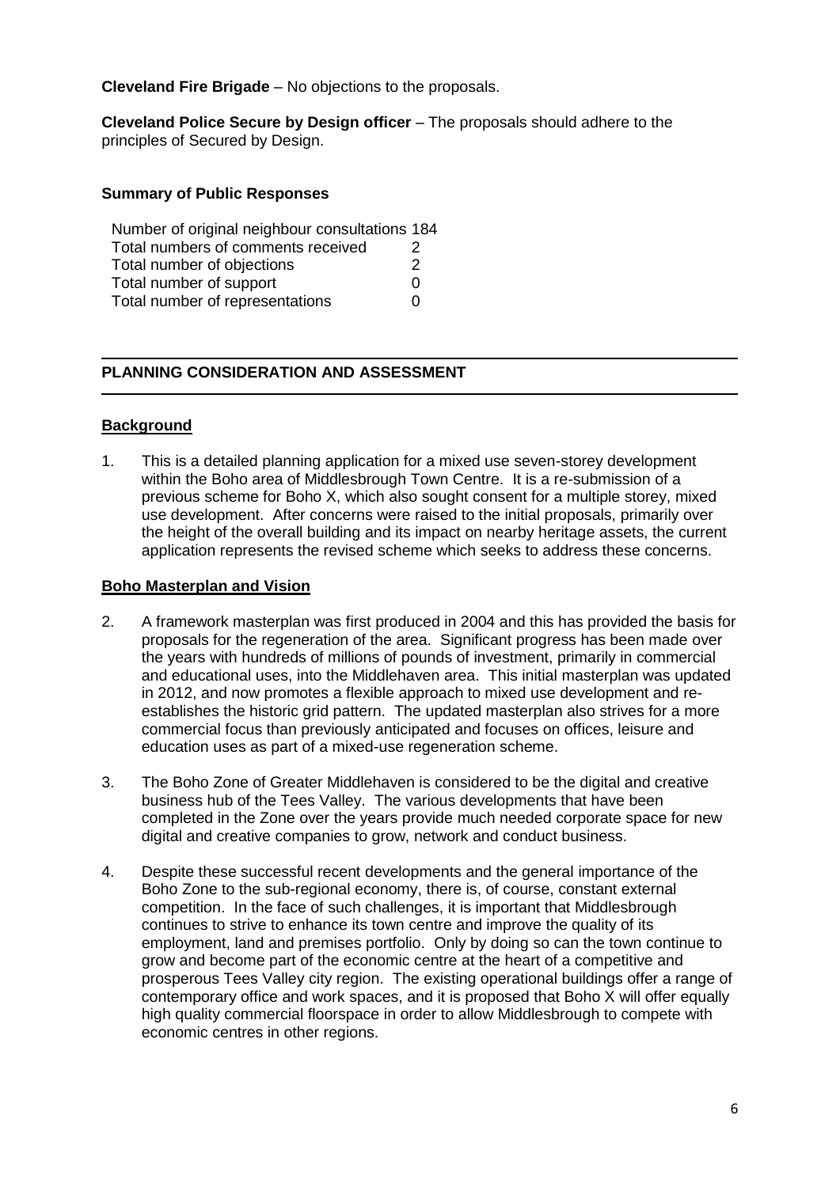**Cleveland Fire Brigade** – No objections to the proposals.

**Cleveland Police Secure by Design officer** – The proposals should adhere to the principles of Secured by Design.

**Summary of Public Responses**

| | |
|---|---|
| Number of original neighbour consultations | 184 |
| Total numbers of comments received | 2 |
| Total number of objections | 2 |
| Total number of support | 0 |
| Total number of representations | 0 |

## PLANNING CONSIDERATION AND ASSESSMENT

**Background**

1. This is a detailed planning application for a mixed use seven-storey development within the Boho area of Middlesbrough Town Centre. It is a re-submission of a previous scheme for Boho X, which also sought consent for a multiple storey, mixed use development. After concerns were raised to the initial proposals, primarily over the height of the overall building and its impact on nearby heritage assets, the current application represents the revised scheme which seeks to address these concerns.

**Boho Masterplan and Vision**

2. A framework masterplan was first produced in 2004 and this has provided the basis for proposals for the regeneration of the area. Significant progress has been made over the years with hundreds of millions of pounds of investment, primarily in commercial and educational uses, into the Middlehaven area. This initial masterplan was updated in 2012, and now promotes a flexible approach to mixed use development and re-establishes the historic grid pattern. The updated masterplan also strives for a more commercial focus than previously anticipated and focuses on offices, leisure and education uses as part of a mixed-use regeneration scheme.

3. The Boho Zone of Greater Middlehaven is considered to be the digital and creative business hub of the Tees Valley. The various developments that have been completed in the Zone over the years provide much needed corporate space for new digital and creative companies to grow, network and conduct business.

4. Despite these successful recent developments and the general importance of the Boho Zone to the sub-regional economy, there is, of course, constant external competition. In the face of such challenges, it is important that Middlesbrough continues to strive to enhance its town centre and improve the quality of its employment, land and premises portfolio. Only by doing so can the town continue to grow and become part of the economic centre at the heart of a competitive and prosperous Tees Valley city region. The existing operational buildings offer a range of contemporary office and work spaces, and it is proposed that Boho X will offer equally high quality commercial floorspace in order to allow Middlesbrough to compete with economic centres in other regions.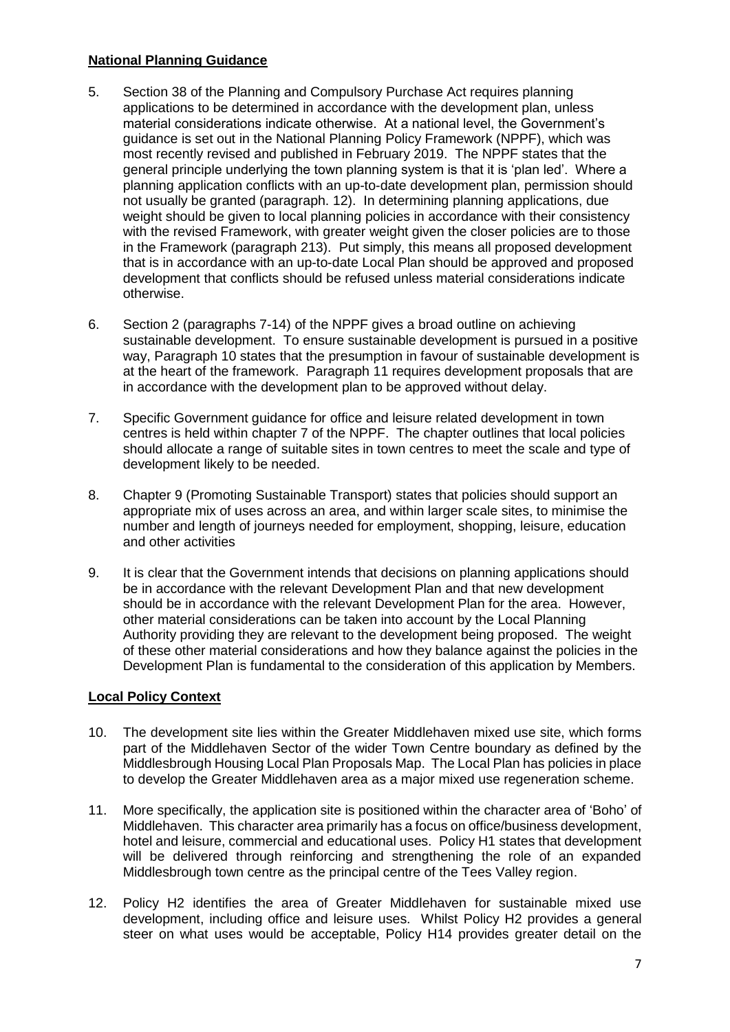## National Planning Guidance

5. Section 38 of the Planning and Compulsory Purchase Act requires planning applications to be determined in accordance with the development plan, unless material considerations indicate otherwise. At a national level, the Government's guidance is set out in the National Planning Policy Framework (NPPF), which was most recently revised and published in February 2019. The NPPF states that the general principle underlying the town planning system is that it is 'plan led'. Where a planning application conflicts with an up-to-date development plan, permission should not usually be granted (paragraph. 12). In determining planning applications, due weight should be given to local planning policies in accordance with their consistency with the revised Framework, with greater weight given the closer policies are to those in the Framework (paragraph 213). Put simply, this means all proposed development that is in accordance with an up-to-date Local Plan should be approved and proposed development that conflicts should be refused unless material considerations indicate otherwise.

6. Section 2 (paragraphs 7-14) of the NPPF gives a broad outline on achieving sustainable development. To ensure sustainable development is pursued in a positive way, Paragraph 10 states that the presumption in favour of sustainable development is at the heart of the framework. Paragraph 11 requires development proposals that are in accordance with the development plan to be approved without delay.

7. Specific Government guidance for office and leisure related development in town centres is held within chapter 7 of the NPPF. The chapter outlines that local policies should allocate a range of suitable sites in town centres to meet the scale and type of development likely to be needed.

8. Chapter 9 (Promoting Sustainable Transport) states that policies should support an appropriate mix of uses across an area, and within larger scale sites, to minimise the number and length of journeys needed for employment, shopping, leisure, education and other activities

9. It is clear that the Government intends that decisions on planning applications should be in accordance with the relevant Development Plan and that new development should be in accordance with the relevant Development Plan for the area. However, other material considerations can be taken into account by the Local Planning Authority providing they are relevant to the development being proposed. The weight of these other material considerations and how they balance against the policies in the Development Plan is fundamental to the consideration of this application by Members.

## Local Policy Context

10. The development site lies within the Greater Middlehaven mixed use site, which forms part of the Middlehaven Sector of the wider Town Centre boundary as defined by the Middlesbrough Housing Local Plan Proposals Map. The Local Plan has policies in place to develop the Greater Middlehaven area as a major mixed use regeneration scheme.

11. More specifically, the application site is positioned within the character area of 'Boho' of Middlehaven. This character area primarily has a focus on office/business development, hotel and leisure, commercial and educational uses. Policy H1 states that development will be delivered through reinforcing and strengthening the role of an expanded Middlesbrough town centre as the principal centre of the Tees Valley region.

12. Policy H2 identifies the area of Greater Middlehaven for sustainable mixed use development, including office and leisure uses. Whilst Policy H2 provides a general steer on what uses would be acceptable, Policy H14 provides greater detail on the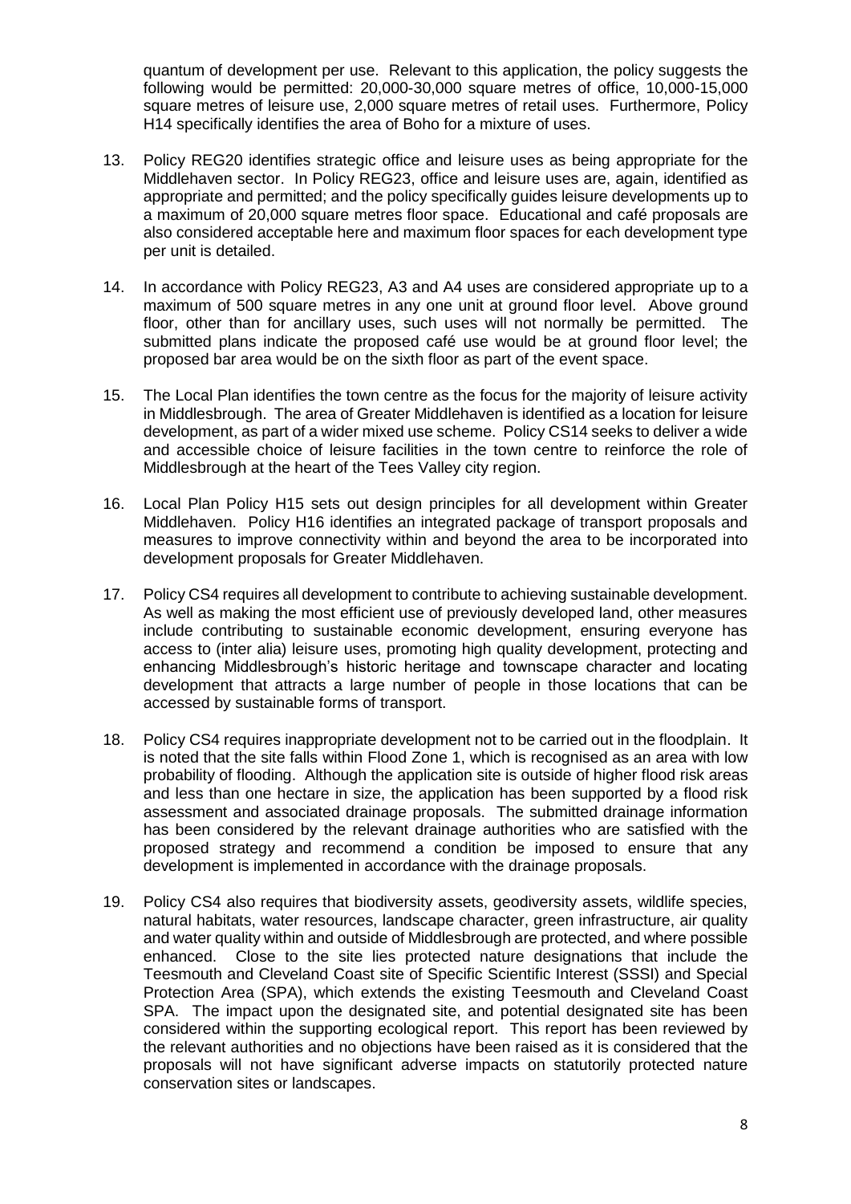quantum of development per use. Relevant to this application, the policy suggests the following would be permitted: 20,000-30,000 square metres of office, 10,000-15,000 square metres of leisure use, 2,000 square metres of retail uses. Furthermore, Policy H14 specifically identifies the area of Boho for a mixture of uses.

13. Policy REG20 identifies strategic office and leisure uses as being appropriate for the Middlehaven sector. In Policy REG23, office and leisure uses are, again, identified as appropriate and permitted; and the policy specifically guides leisure developments up to a maximum of 20,000 square metres floor space. Educational and café proposals are also considered acceptable here and maximum floor spaces for each development type per unit is detailed.

14. In accordance with Policy REG23, A3 and A4 uses are considered appropriate up to a maximum of 500 square metres in any one unit at ground floor level. Above ground floor, other than for ancillary uses, such uses will not normally be permitted. The submitted plans indicate the proposed café use would be at ground floor level; the proposed bar area would be on the sixth floor as part of the event space.

15. The Local Plan identifies the town centre as the focus for the majority of leisure activity in Middlesbrough. The area of Greater Middlehaven is identified as a location for leisure development, as part of a wider mixed use scheme. Policy CS14 seeks to deliver a wide and accessible choice of leisure facilities in the town centre to reinforce the role of Middlesbrough at the heart of the Tees Valley city region.

16. Local Plan Policy H15 sets out design principles for all development within Greater Middlehaven. Policy H16 identifies an integrated package of transport proposals and measures to improve connectivity within and beyond the area to be incorporated into development proposals for Greater Middlehaven.

17. Policy CS4 requires all development to contribute to achieving sustainable development. As well as making the most efficient use of previously developed land, other measures include contributing to sustainable economic development, ensuring everyone has access to (inter alia) leisure uses, promoting high quality development, protecting and enhancing Middlesbrough's historic heritage and townscape character and locating development that attracts a large number of people in those locations that can be accessed by sustainable forms of transport.

18. Policy CS4 requires inappropriate development not to be carried out in the floodplain. It is noted that the site falls within Flood Zone 1, which is recognised as an area with low probability of flooding. Although the application site is outside of higher flood risk areas and less than one hectare in size, the application has been supported by a flood risk assessment and associated drainage proposals. The submitted drainage information has been considered by the relevant drainage authorities who are satisfied with the proposed strategy and recommend a condition be imposed to ensure that any development is implemented in accordance with the drainage proposals.

19. Policy CS4 also requires that biodiversity assets, geodiversity assets, wildlife species, natural habitats, water resources, landscape character, green infrastructure, air quality and water quality within and outside of Middlesbrough are protected, and where possible enhanced. Close to the site lies protected nature designations that include the Teesmouth and Cleveland Coast site of Specific Scientific Interest (SSSI) and Special Protection Area (SPA), which extends the existing Teesmouth and Cleveland Coast SPA. The impact upon the designated site, and potential designated site has been considered within the supporting ecological report. This report has been reviewed by the relevant authorities and no objections have been raised as it is considered that the proposals will not have significant adverse impacts on statutorily protected nature conservation sites or landscapes.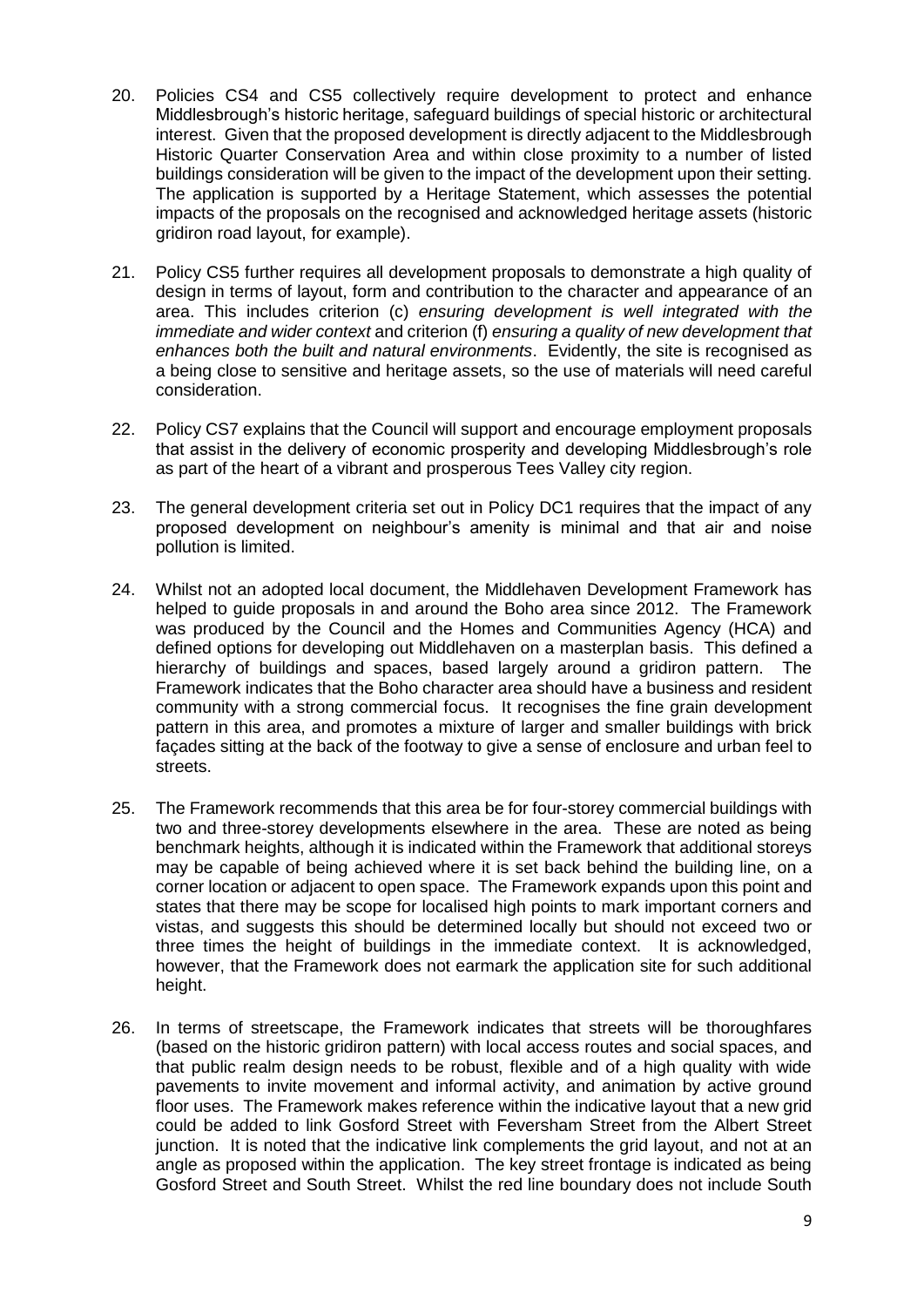20. Policies CS4 and CS5 collectively require development to protect and enhance Middlesbrough's historic heritage, safeguard buildings of special historic or architectural interest. Given that the proposed development is directly adjacent to the Middlesbrough Historic Quarter Conservation Area and within close proximity to a number of listed buildings consideration will be given to the impact of the development upon their setting. The application is supported by a Heritage Statement, which assesses the potential impacts of the proposals on the recognised and acknowledged heritage assets (historic gridiron road layout, for example).

21. Policy CS5 further requires all development proposals to demonstrate a high quality of design in terms of layout, form and contribution to the character and appearance of an area. This includes criterion (c) *ensuring development is well integrated with the immediate and wider context* and criterion (f) *ensuring a quality of new development that enhances both the built and natural environments*. Evidently, the site is recognised as a being close to sensitive and heritage assets, so the use of materials will need careful consideration.

22. Policy CS7 explains that the Council will support and encourage employment proposals that assist in the delivery of economic prosperity and developing Middlesbrough's role as part of the heart of a vibrant and prosperous Tees Valley city region.

23. The general development criteria set out in Policy DC1 requires that the impact of any proposed development on neighbour's amenity is minimal and that air and noise pollution is limited.

24. Whilst not an adopted local document, the Middlehaven Development Framework has helped to guide proposals in and around the Boho area since 2012. The Framework was produced by the Council and the Homes and Communities Agency (HCA) and defined options for developing out Middlehaven on a masterplan basis. This defined a hierarchy of buildings and spaces, based largely around a gridiron pattern. The Framework indicates that the Boho character area should have a business and resident community with a strong commercial focus. It recognises the fine grain development pattern in this area, and promotes a mixture of larger and smaller buildings with brick façades sitting at the back of the footway to give a sense of enclosure and urban feel to streets.

25. The Framework recommends that this area be for four-storey commercial buildings with two and three-storey developments elsewhere in the area. These are noted as being benchmark heights, although it is indicated within the Framework that additional storeys may be capable of being achieved where it is set back behind the building line, on a corner location or adjacent to open space. The Framework expands upon this point and states that there may be scope for localised high points to mark important corners and vistas, and suggests this should be determined locally but should not exceed two or three times the height of buildings in the immediate context. It is acknowledged, however, that the Framework does not earmark the application site for such additional height.

26. In terms of streetscape, the Framework indicates that streets will be thoroughfares (based on the historic gridiron pattern) with local access routes and social spaces, and that public realm design needs to be robust, flexible and of a high quality with wide pavements to invite movement and informal activity, and animation by active ground floor uses. The Framework makes reference within the indicative layout that a new grid could be added to link Gosford Street with Feversham Street from the Albert Street junction. It is noted that the indicative link complements the grid layout, and not at an angle as proposed within the application. The key street frontage is indicated as being Gosford Street and South Street. Whilst the red line boundary does not include South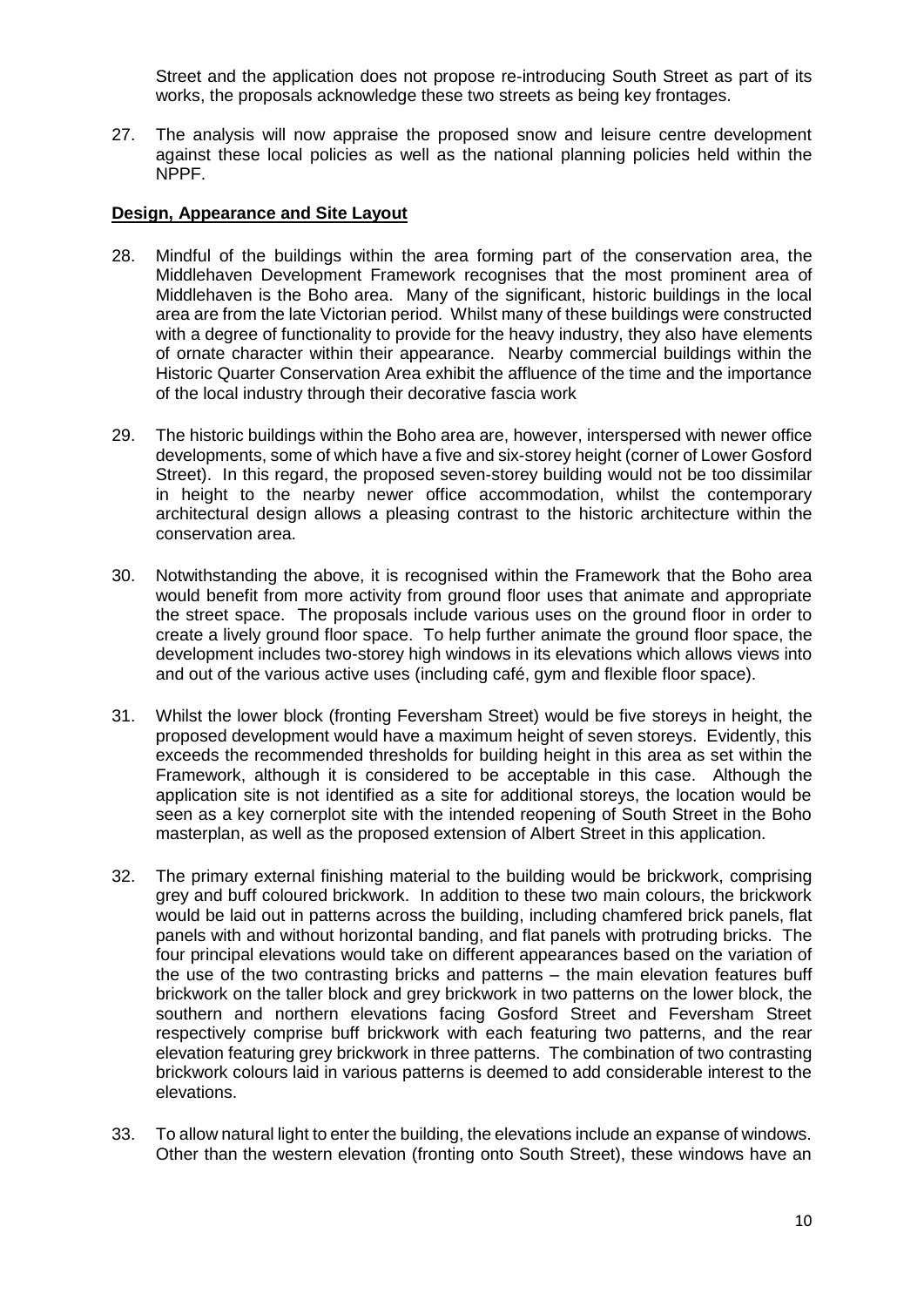Street and the application does not propose re-introducing South Street as part of its works, the proposals acknowledge these two streets as being key frontages.

27. The analysis will now appraise the proposed snow and leisure centre development against these local policies as well as the national planning policies held within the NPPF.

**Design, Appearance and Site Layout**

28. Mindful of the buildings within the area forming part of the conservation area, the Middlehaven Development Framework recognises that the most prominent area of Middlehaven is the Boho area. Many of the significant, historic buildings in the local area are from the late Victorian period. Whilst many of these buildings were constructed with a degree of functionality to provide for the heavy industry, they also have elements of ornate character within their appearance. Nearby commercial buildings within the Historic Quarter Conservation Area exhibit the affluence of the time and the importance of the local industry through their decorative fascia work

29. The historic buildings within the Boho area are, however, interspersed with newer office developments, some of which have a five and six-storey height (corner of Lower Gosford Street). In this regard, the proposed seven-storey building would not be too dissimilar in height to the nearby newer office accommodation, whilst the contemporary architectural design allows a pleasing contrast to the historic architecture within the conservation area.

30. Notwithstanding the above, it is recognised within the Framework that the Boho area would benefit from more activity from ground floor uses that animate and appropriate the street space. The proposals include various uses on the ground floor in order to create a lively ground floor space. To help further animate the ground floor space, the development includes two-storey high windows in its elevations which allows views into and out of the various active uses (including café, gym and flexible floor space).

31. Whilst the lower block (fronting Feversham Street) would be five storeys in height, the proposed development would have a maximum height of seven storeys. Evidently, this exceeds the recommended thresholds for building height in this area as set within the Framework, although it is considered to be acceptable in this case. Although the application site is not identified as a site for additional storeys, the location would be seen as a key cornerplot site with the intended reopening of South Street in the Boho masterplan, as well as the proposed extension of Albert Street in this application.

32. The primary external finishing material to the building would be brickwork, comprising grey and buff coloured brickwork. In addition to these two main colours, the brickwork would be laid out in patterns across the building, including chamfered brick panels, flat panels with and without horizontal banding, and flat panels with protruding bricks. The four principal elevations would take on different appearances based on the variation of the use of the two contrasting bricks and patterns – the main elevation features buff brickwork on the taller block and grey brickwork in two patterns on the lower block, the southern and northern elevations facing Gosford Street and Feversham Street respectively comprise buff brickwork with each featuring two patterns, and the rear elevation featuring grey brickwork in three patterns. The combination of two contrasting brickwork colours laid in various patterns is deemed to add considerable interest to the elevations.

33. To allow natural light to enter the building, the elevations include an expanse of windows. Other than the western elevation (fronting onto South Street), these windows have an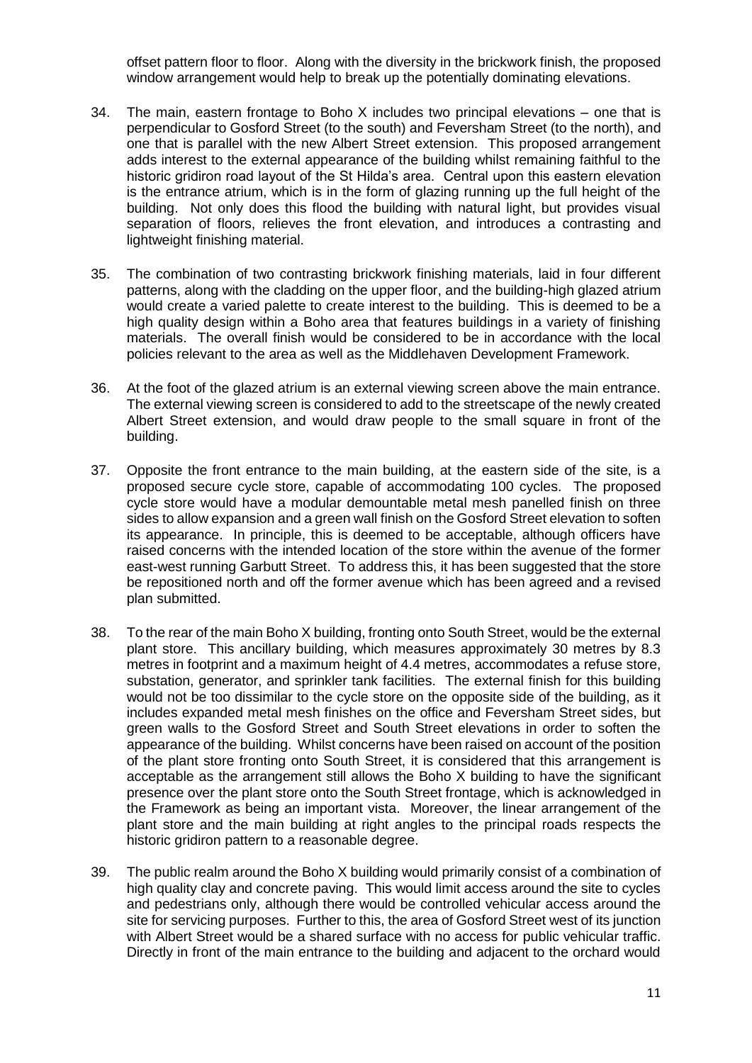offset pattern floor to floor. Along with the diversity in the brickwork finish, the proposed window arrangement would help to break up the potentially dominating elevations.

34. The main, eastern frontage to Boho X includes two principal elevations – one that is perpendicular to Gosford Street (to the south) and Feversham Street (to the north), and one that is parallel with the new Albert Street extension. This proposed arrangement adds interest to the external appearance of the building whilst remaining faithful to the historic gridiron road layout of the St Hilda's area. Central upon this eastern elevation is the entrance atrium, which is in the form of glazing running up the full height of the building. Not only does this flood the building with natural light, but provides visual separation of floors, relieves the front elevation, and introduces a contrasting and lightweight finishing material.

35. The combination of two contrasting brickwork finishing materials, laid in four different patterns, along with the cladding on the upper floor, and the building-high glazed atrium would create a varied palette to create interest to the building. This is deemed to be a high quality design within a Boho area that features buildings in a variety of finishing materials. The overall finish would be considered to be in accordance with the local policies relevant to the area as well as the Middlehaven Development Framework.

36. At the foot of the glazed atrium is an external viewing screen above the main entrance. The external viewing screen is considered to add to the streetscape of the newly created Albert Street extension, and would draw people to the small square in front of the building.

37. Opposite the front entrance to the main building, at the eastern side of the site, is a proposed secure cycle store, capable of accommodating 100 cycles. The proposed cycle store would have a modular demountable metal mesh panelled finish on three sides to allow expansion and a green wall finish on the Gosford Street elevation to soften its appearance. In principle, this is deemed to be acceptable, although officers have raised concerns with the intended location of the store within the avenue of the former east-west running Garbutt Street. To address this, it has been suggested that the store be repositioned north and off the former avenue which has been agreed and a revised plan submitted.

38. To the rear of the main Boho X building, fronting onto South Street, would be the external plant store. This ancillary building, which measures approximately 30 metres by 8.3 metres in footprint and a maximum height of 4.4 metres, accommodates a refuse store, substation, generator, and sprinkler tank facilities. The external finish for this building would not be too dissimilar to the cycle store on the opposite side of the building, as it includes expanded metal mesh finishes on the office and Feversham Street sides, but green walls to the Gosford Street and South Street elevations in order to soften the appearance of the building. Whilst concerns have been raised on account of the position of the plant store fronting onto South Street, it is considered that this arrangement is acceptable as the arrangement still allows the Boho X building to have the significant presence over the plant store onto the South Street frontage, which is acknowledged in the Framework as being an important vista. Moreover, the linear arrangement of the plant store and the main building at right angles to the principal roads respects the historic gridiron pattern to a reasonable degree.

39. The public realm around the Boho X building would primarily consist of a combination of high quality clay and concrete paving. This would limit access around the site to cycles and pedestrians only, although there would be controlled vehicular access around the site for servicing purposes. Further to this, the area of Gosford Street west of its junction with Albert Street would be a shared surface with no access for public vehicular traffic. Directly in front of the main entrance to the building and adjacent to the orchard would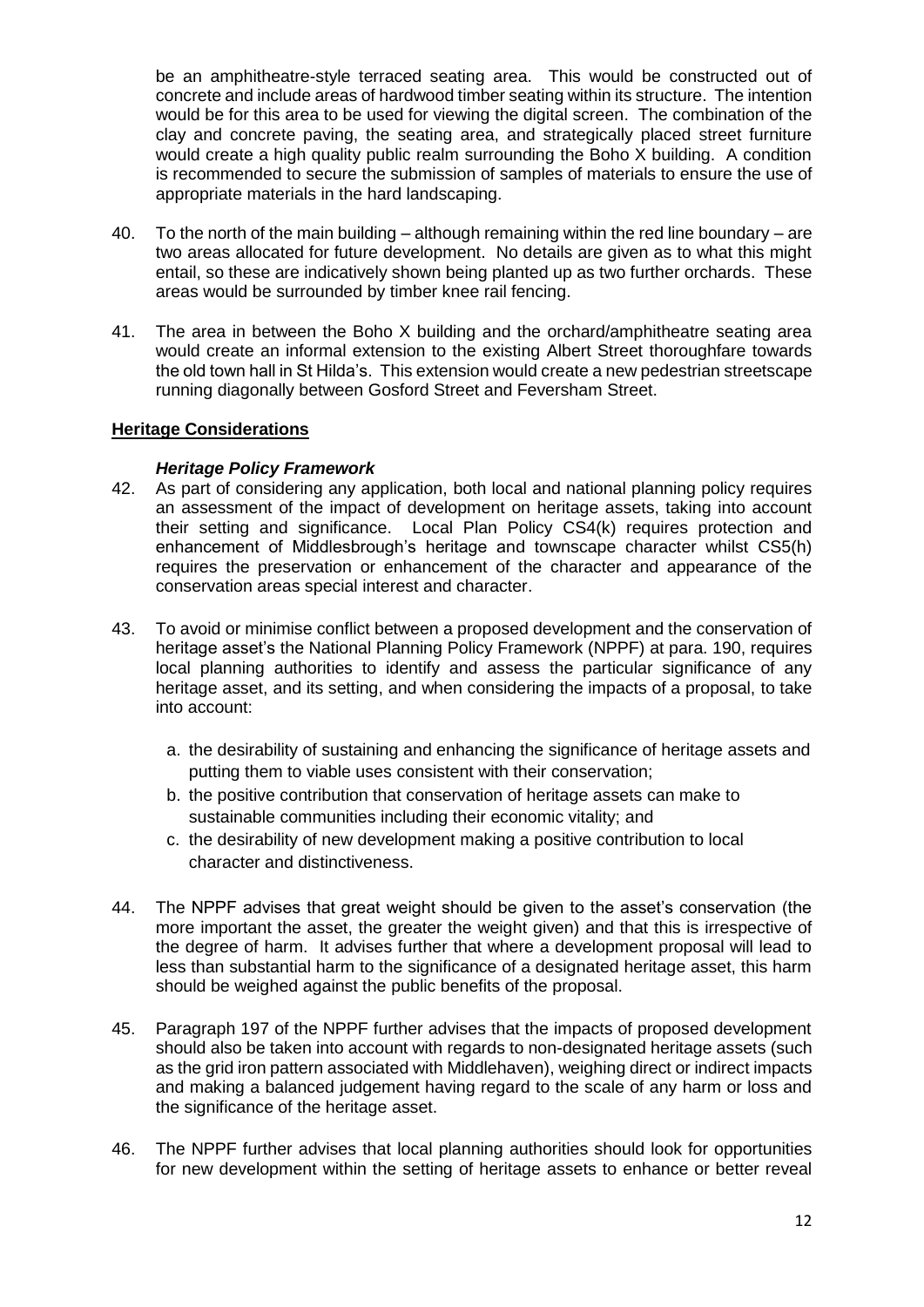be an amphitheatre-style terraced seating area. This would be constructed out of concrete and include areas of hardwood timber seating within its structure. The intention would be for this area to be used for viewing the digital screen. The combination of the clay and concrete paving, the seating area, and strategically placed street furniture would create a high quality public realm surrounding the Boho X building. A condition is recommended to secure the submission of samples of materials to ensure the use of appropriate materials in the hard landscaping.

40. To the north of the main building – although remaining within the red line boundary – are two areas allocated for future development. No details are given as to what this might entail, so these are indicatively shown being planted up as two further orchards. These areas would be surrounded by timber knee rail fencing.

41. The area in between the Boho X building and the orchard/amphitheatre seating area would create an informal extension to the existing Albert Street thoroughfare towards the old town hall in St Hilda's. This extension would create a new pedestrian streetscape running diagonally between Gosford Street and Feversham Street.

## Heritage Considerations

### *Heritage Policy Framework*

42. As part of considering any application, both local and national planning policy requires an assessment of the impact of development on heritage assets, taking into account their setting and significance. Local Plan Policy CS4(k) requires protection and enhancement of Middlesbrough's heritage and townscape character whilst CS5(h) requires the preservation or enhancement of the character and appearance of the conservation areas special interest and character.

43. To avoid or minimise conflict between a proposed development and the conservation of heritage asset's the National Planning Policy Framework (NPPF) at para. 190, requires local planning authorities to identify and assess the particular significance of any heritage asset, and its setting, and when considering the impacts of a proposal, to take into account:

    a. the desirability of sustaining and enhancing the significance of heritage assets and putting them to viable uses consistent with their conservation;
    b. the positive contribution that conservation of heritage assets can make to sustainable communities including their economic vitality; and
    c. the desirability of new development making a positive contribution to local character and distinctiveness.

44. The NPPF advises that great weight should be given to the asset's conservation (the more important the asset, the greater the weight given) and that this is irrespective of the degree of harm. It advises further that where a development proposal will lead to less than substantial harm to the significance of a designated heritage asset, this harm should be weighed against the public benefits of the proposal.

45. Paragraph 197 of the NPPF further advises that the impacts of proposed development should also be taken into account with regards to non-designated heritage assets (such as the grid iron pattern associated with Middlehaven), weighing direct or indirect impacts and making a balanced judgement having regard to the scale of any harm or loss and the significance of the heritage asset.

46. The NPPF further advises that local planning authorities should look for opportunities for new development within the setting of heritage assets to enhance or better reveal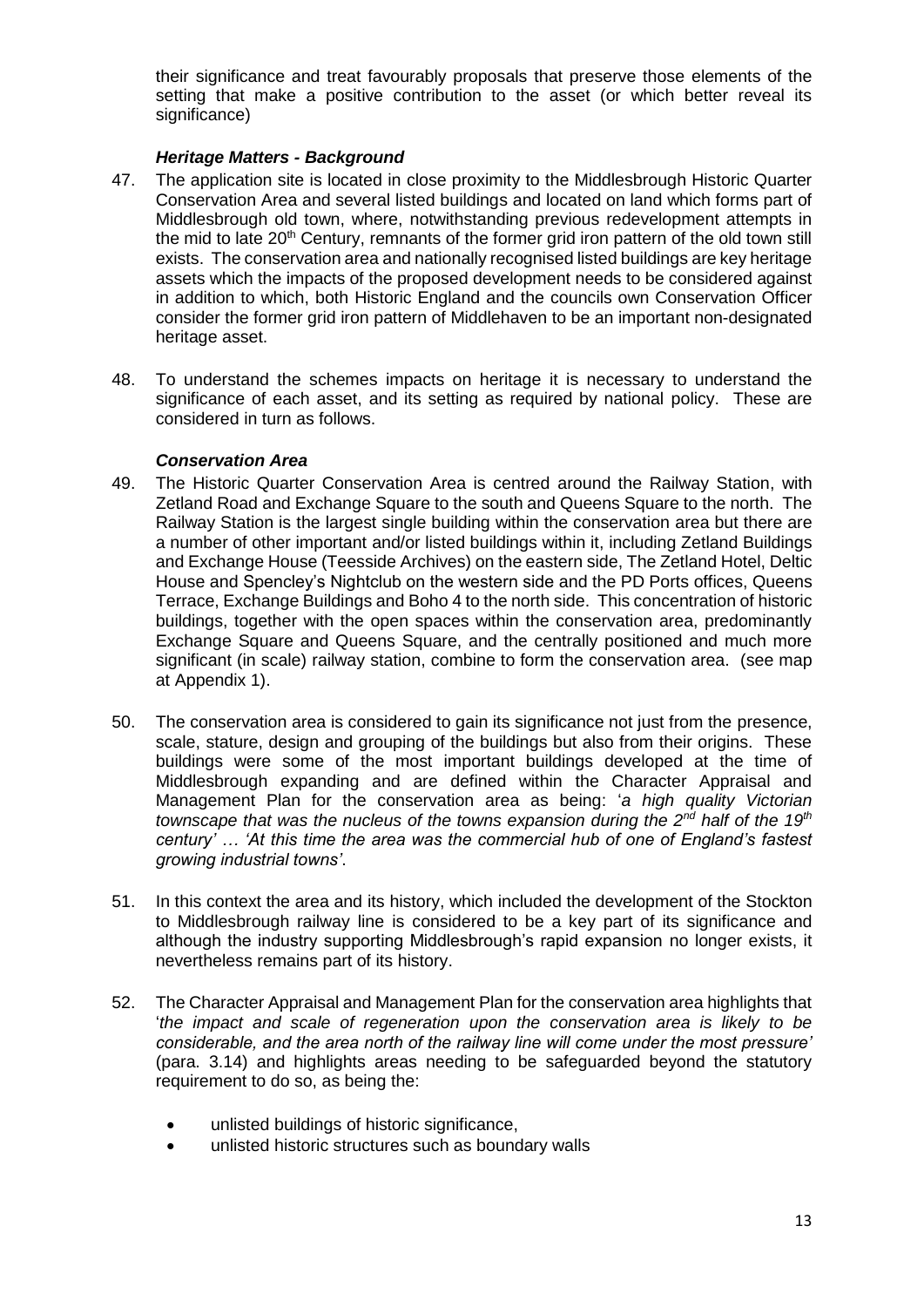their significance and treat favourably proposals that preserve those elements of the setting that make a positive contribution to the asset (or which better reveal its significance)

### *Heritage Matters - Background*

47. The application site is located in close proximity to the Middlesbrough Historic Quarter Conservation Area and several listed buildings and located on land which forms part of Middlesbrough old town, where, notwithstanding previous redevelopment attempts in the mid to late 20th Century, remnants of the former grid iron pattern of the old town still exists. The conservation area and nationally recognised listed buildings are key heritage assets which the impacts of the proposed development needs to be considered against in addition to which, both Historic England and the councils own Conservation Officer consider the former grid iron pattern of Middlehaven to be an important non-designated heritage asset.

48. To understand the schemes impacts on heritage it is necessary to understand the significance of each asset, and its setting as required by national policy. These are considered in turn as follows.

### *Conservation Area*

49. The Historic Quarter Conservation Area is centred around the Railway Station, with Zetland Road and Exchange Square to the south and Queens Square to the north. The Railway Station is the largest single building within the conservation area but there are a number of other important and/or listed buildings within it, including Zetland Buildings and Exchange House (Teesside Archives) on the eastern side, The Zetland Hotel, Deltic House and Spencley's Nightclub on the western side and the PD Ports offices, Queens Terrace, Exchange Buildings and Boho 4 to the north side. This concentration of historic buildings, together with the open spaces within the conservation area, predominantly Exchange Square and Queens Square, and the centrally positioned and much more significant (in scale) railway station, combine to form the conservation area. (see map at Appendix 1).

50. The conservation area is considered to gain its significance not just from the presence, scale, stature, design and grouping of the buildings but also from their origins. These buildings were some of the most important buildings developed at the time of Middlesbrough expanding and are defined within the Character Appraisal and Management Plan for the conservation area as being: '*a high quality Victorian townscape that was the nucleus of the towns expansion during the 2nd half of the 19th century' … 'At this time the area was the commercial hub of one of England's fastest growing industrial towns'*.

51. In this context the area and its history, which included the development of the Stockton to Middlesbrough railway line is considered to be a key part of its significance and although the industry supporting Middlesbrough's rapid expansion no longer exists, it nevertheless remains part of its history.

52. The Character Appraisal and Management Plan for the conservation area highlights that '*the impact and scale of regeneration upon the conservation area is likely to be considerable, and the area north of the railway line will come under the most pressure'* (para. 3.14) and highlights areas needing to be safeguarded beyond the statutory requirement to do so, as being the:

    - unlisted buildings of historic significance,
    - unlisted historic structures such as boundary walls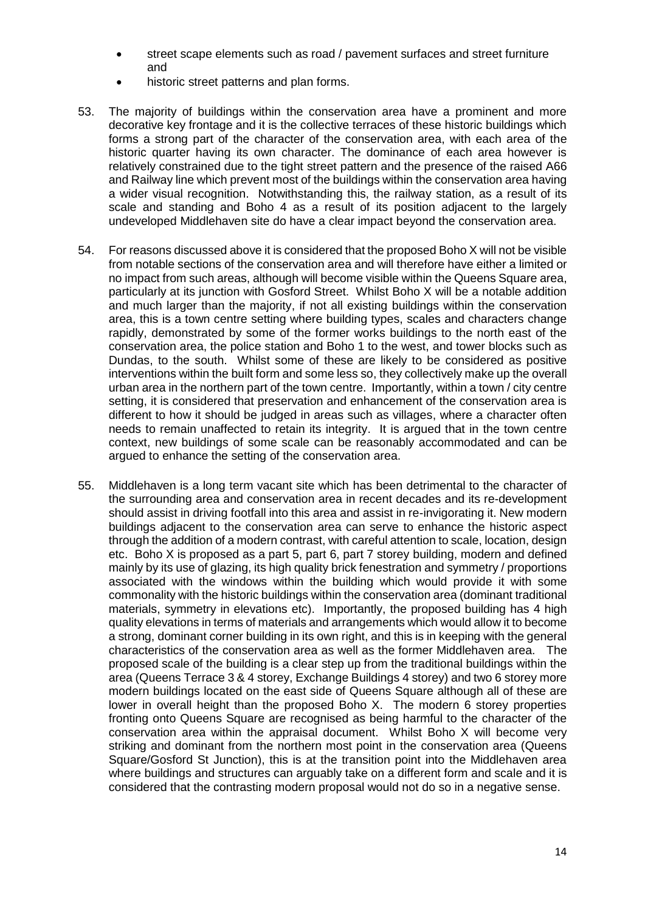- street scape elements such as road / pavement surfaces and street furniture and
- historic street patterns and plan forms.

53. The majority of buildings within the conservation area have a prominent and more decorative key frontage and it is the collective terraces of these historic buildings which forms a strong part of the character of the conservation area, with each area of the historic quarter having its own character. The dominance of each area however is relatively constrained due to the tight street pattern and the presence of the raised A66 and Railway line which prevent most of the buildings within the conservation area having a wider visual recognition. Notwithstanding this, the railway station, as a result of its scale and standing and Boho 4 as a result of its position adjacent to the largely undeveloped Middlehaven site do have a clear impact beyond the conservation area.

54. For reasons discussed above it is considered that the proposed Boho X will not be visible from notable sections of the conservation area and will therefore have either a limited or no impact from such areas, although will become visible within the Queens Square area, particularly at its junction with Gosford Street. Whilst Boho X will be a notable addition and much larger than the majority, if not all existing buildings within the conservation area, this is a town centre setting where building types, scales and characters change rapidly, demonstrated by some of the former works buildings to the north east of the conservation area, the police station and Boho 1 to the west, and tower blocks such as Dundas, to the south. Whilst some of these are likely to be considered as positive interventions within the built form and some less so, they collectively make up the overall urban area in the northern part of the town centre. Importantly, within a town / city centre setting, it is considered that preservation and enhancement of the conservation area is different to how it should be judged in areas such as villages, where a character often needs to remain unaffected to retain its integrity. It is argued that in the town centre context, new buildings of some scale can be reasonably accommodated and can be argued to enhance the setting of the conservation area.

55. Middlehaven is a long term vacant site which has been detrimental to the character of the surrounding area and conservation area in recent decades and its re-development should assist in driving footfall into this area and assist in re-invigorating it. New modern buildings adjacent to the conservation area can serve to enhance the historic aspect through the addition of a modern contrast, with careful attention to scale, location, design etc. Boho X is proposed as a part 5, part 6, part 7 storey building, modern and defined mainly by its use of glazing, its high quality brick fenestration and symmetry / proportions associated with the windows within the building which would provide it with some commonality with the historic buildings within the conservation area (dominant traditional materials, symmetry in elevations etc). Importantly, the proposed building has 4 high quality elevations in terms of materials and arrangements which would allow it to become a strong, dominant corner building in its own right, and this is in keeping with the general characteristics of the conservation area as well as the former Middlehaven area. The proposed scale of the building is a clear step up from the traditional buildings within the area (Queens Terrace 3 & 4 storey, Exchange Buildings 4 storey) and two 6 storey more modern buildings located on the east side of Queens Square although all of these are lower in overall height than the proposed Boho X. The modern 6 storey properties fronting onto Queens Square are recognised as being harmful to the character of the conservation area within the appraisal document. Whilst Boho X will become very striking and dominant from the northern most point in the conservation area (Queens Square/Gosford St Junction), this is at the transition point into the Middlehaven area where buildings and structures can arguably take on a different form and scale and it is considered that the contrasting modern proposal would not do so in a negative sense.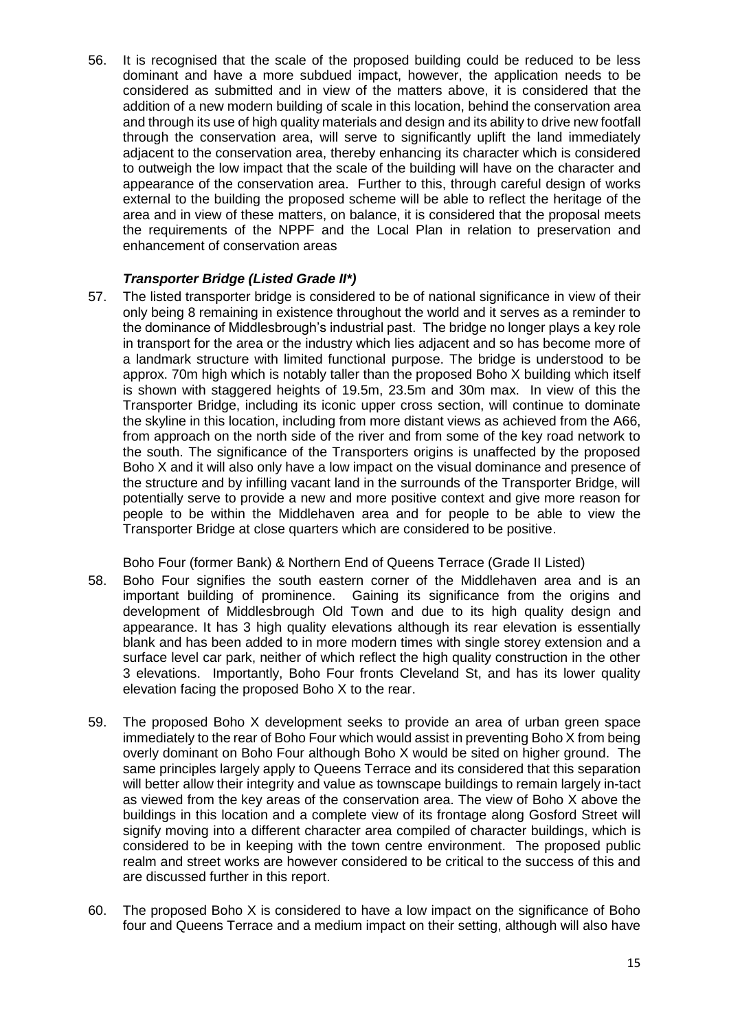56. It is recognised that the scale of the proposed building could be reduced to be less dominant and have a more subdued impact, however, the application needs to be considered as submitted and in view of the matters above, it is considered that the addition of a new modern building of scale in this location, behind the conservation area and through its use of high quality materials and design and its ability to drive new footfall through the conservation area, will serve to significantly uplift the land immediately adjacent to the conservation area, thereby enhancing its character which is considered to outweigh the low impact that the scale of the building will have on the character and appearance of the conservation area. Further to this, through careful design of works external to the building the proposed scheme will be able to reflect the heritage of the area and in view of these matters, on balance, it is considered that the proposal meets the requirements of the NPPF and the Local Plan in relation to preservation and enhancement of conservation areas

***Transporter Bridge (Listed Grade II\*)***

57. The listed transporter bridge is considered to be of national significance in view of their only being 8 remaining in existence throughout the world and it serves as a reminder to the dominance of Middlesbrough's industrial past. The bridge no longer plays a key role in transport for the area or the industry which lies adjacent and so has become more of a landmark structure with limited functional purpose. The bridge is understood to be approx. 70m high which is notably taller than the proposed Boho X building which itself is shown with staggered heights of 19.5m, 23.5m and 30m max. In view of this the Transporter Bridge, including its iconic upper cross section, will continue to dominate the skyline in this location, including from more distant views as achieved from the A66, from approach on the north side of the river and from some of the key road network to the south. The significance of the Transporters origins is unaffected by the proposed Boho X and it will also only have a low impact on the visual dominance and presence of the structure and by infilling vacant land in the surrounds of the Transporter Bridge, will potentially serve to provide a new and more positive context and give more reason for people to be within the Middlehaven area and for people to be able to view the Transporter Bridge at close quarters which are considered to be positive.

Boho Four (former Bank) & Northern End of Queens Terrace (Grade II Listed)

58. Boho Four signifies the south eastern corner of the Middlehaven area and is an important building of prominence. Gaining its significance from the origins and development of Middlesbrough Old Town and due to its high quality design and appearance. It has 3 high quality elevations although its rear elevation is essentially blank and has been added to in more modern times with single storey extension and a surface level car park, neither of which reflect the high quality construction in the other 3 elevations. Importantly, Boho Four fronts Cleveland St, and has its lower quality elevation facing the proposed Boho X to the rear.

59. The proposed Boho X development seeks to provide an area of urban green space immediately to the rear of Boho Four which would assist in preventing Boho X from being overly dominant on Boho Four although Boho X would be sited on higher ground. The same principles largely apply to Queens Terrace and its considered that this separation will better allow their integrity and value as townscape buildings to remain largely in-tact as viewed from the key areas of the conservation area. The view of Boho X above the buildings in this location and a complete view of its frontage along Gosford Street will signify moving into a different character area compiled of character buildings, which is considered to be in keeping with the town centre environment. The proposed public realm and street works are however considered to be critical to the success of this and are discussed further in this report.

60. The proposed Boho X is considered to have a low impact on the significance of Boho four and Queens Terrace and a medium impact on their setting, although will also have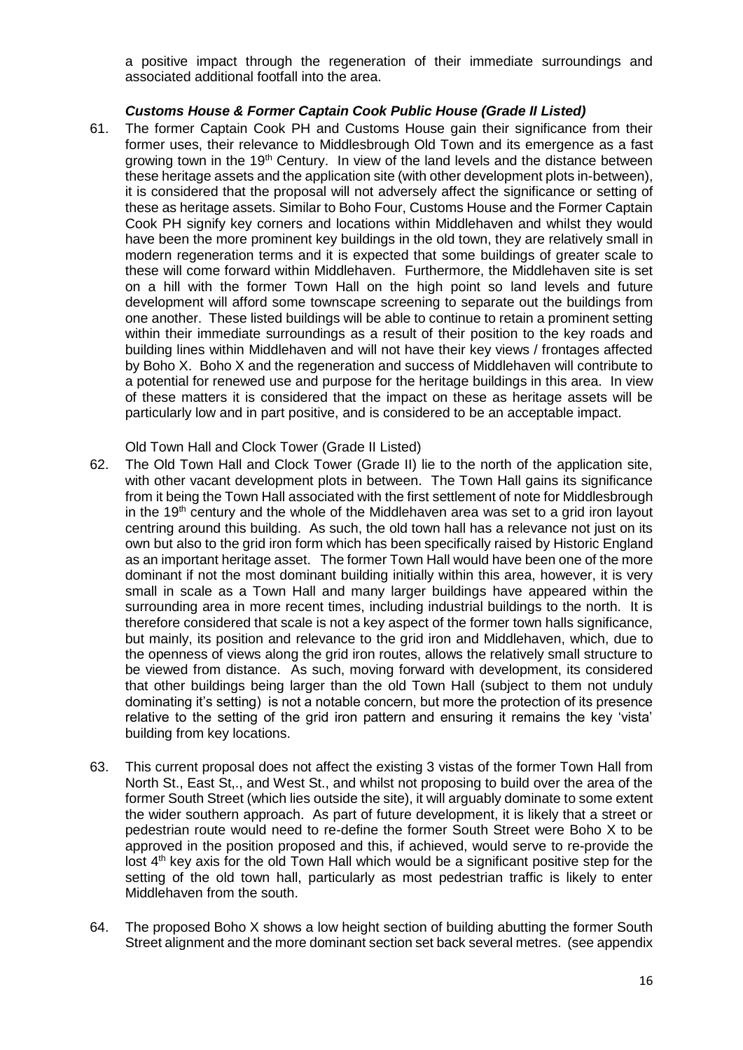a positive impact through the regeneration of their immediate surroundings and associated additional footfall into the area.

***Customs House & Former Captain Cook Public House (Grade II Listed)***

61. The former Captain Cook PH and Customs House gain their significance from their former uses, their relevance to Middlesbrough Old Town and its emergence as a fast growing town in the 19th Century. In view of the land levels and the distance between these heritage assets and the application site (with other development plots in-between), it is considered that the proposal will not adversely affect the significance or setting of these as heritage assets. Similar to Boho Four, Customs House and the Former Captain Cook PH signify key corners and locations within Middlehaven and whilst they would have been the more prominent key buildings in the old town, they are relatively small in modern regeneration terms and it is expected that some buildings of greater scale to these will come forward within Middlehaven. Furthermore, the Middlehaven site is set on a hill with the former Town Hall on the high point so land levels and future development will afford some townscape screening to separate out the buildings from one another. These listed buildings will be able to continue to retain a prominent setting within their immediate surroundings as a result of their position to the key roads and building lines within Middlehaven and will not have their key views / frontages affected by Boho X. Boho X and the regeneration and success of Middlehaven will contribute to a potential for renewed use and purpose for the heritage buildings in this area. In view of these matters it is considered that the impact on these as heritage assets will be particularly low and in part positive, and is considered to be an acceptable impact.

Old Town Hall and Clock Tower (Grade II Listed)

62. The Old Town Hall and Clock Tower (Grade II) lie to the north of the application site, with other vacant development plots in between. The Town Hall gains its significance from it being the Town Hall associated with the first settlement of note for Middlesbrough in the 19th century and the whole of the Middlehaven area was set to a grid iron layout centring around this building. As such, the old town hall has a relevance not just on its own but also to the grid iron form which has been specifically raised by Historic England as an important heritage asset. The former Town Hall would have been one of the more dominant if not the most dominant building initially within this area, however, it is very small in scale as a Town Hall and many larger buildings have appeared within the surrounding area in more recent times, including industrial buildings to the north. It is therefore considered that scale is not a key aspect of the former town halls significance, but mainly, its position and relevance to the grid iron and Middlehaven, which, due to the openness of views along the grid iron routes, allows the relatively small structure to be viewed from distance. As such, moving forward with development, its considered that other buildings being larger than the old Town Hall (subject to them not unduly dominating it's setting) is not a notable concern, but more the protection of its presence relative to the setting of the grid iron pattern and ensuring it remains the key 'vista' building from key locations.

63. This current proposal does not affect the existing 3 vistas of the former Town Hall from North St., East St,., and West St., and whilst not proposing to build over the area of the former South Street (which lies outside the site), it will arguably dominate to some extent the wider southern approach. As part of future development, it is likely that a street or pedestrian route would need to re-define the former South Street were Boho X to be approved in the position proposed and this, if achieved, would serve to re-provide the lost 4th key axis for the old Town Hall which would be a significant positive step for the setting of the old town hall, particularly as most pedestrian traffic is likely to enter Middlehaven from the south.

64. The proposed Boho X shows a low height section of building abutting the former South Street alignment and the more dominant section set back several metres. (see appendix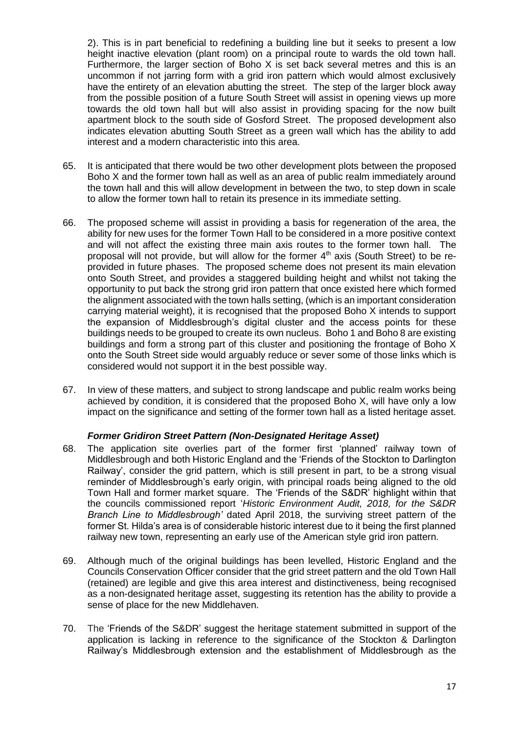2). This is in part beneficial to redefining a building line but it seeks to present a low height inactive elevation (plant room) on a principal route to wards the old town hall. Furthermore, the larger section of Boho X is set back several metres and this is an uncommon if not jarring form with a grid iron pattern which would almost exclusively have the entirety of an elevation abutting the street. The step of the larger block away from the possible position of a future South Street will assist in opening views up more towards the old town hall but will also assist in providing spacing for the now built apartment block to the south side of Gosford Street. The proposed development also indicates elevation abutting South Street as a green wall which has the ability to add interest and a modern characteristic into this area.

65. It is anticipated that there would be two other development plots between the proposed Boho X and the former town hall as well as an area of public realm immediately around the town hall and this will allow development in between the two, to step down in scale to allow the former town hall to retain its presence in its immediate setting.

66. The proposed scheme will assist in providing a basis for regeneration of the area, the ability for new uses for the former Town Hall to be considered in a more positive context and will not affect the existing three main axis routes to the former town hall. The proposal will not provide, but will allow for the former 4th axis (South Street) to be re-provided in future phases. The proposed scheme does not present its main elevation onto South Street, and provides a staggered building height and whilst not taking the opportunity to put back the strong grid iron pattern that once existed here which formed the alignment associated with the town halls setting, (which is an important consideration carrying material weight), it is recognised that the proposed Boho X intends to support the expansion of Middlesbrough's digital cluster and the access points for these buildings needs to be grouped to create its own nucleus. Boho 1 and Boho 8 are existing buildings and form a strong part of this cluster and positioning the frontage of Boho X onto the South Street side would arguably reduce or sever some of those links which is considered would not support it in the best possible way.

67. In view of these matters, and subject to strong landscape and public realm works being achieved by condition, it is considered that the proposed Boho X, will have only a low impact on the significance and setting of the former town hall as a listed heritage asset.

### *Former Gridiron Street Pattern (Non-Designated Heritage Asset)*

68. The application site overlies part of the former first 'planned' railway town of Middlesbrough and both Historic England and the 'Friends of the Stockton to Darlington Railway', consider the grid pattern, which is still present in part, to be a strong visual reminder of Middlesbrough's early origin, with principal roads being aligned to the old Town Hall and former market square. The 'Friends of the S&DR' highlight within that the councils commissioned report '*Historic Environment Audit, 2018, for the S&DR Branch Line to Middlesbrough'* dated April 2018, the surviving street pattern of the former St. Hilda's area is of considerable historic interest due to it being the first planned railway new town, representing an early use of the American style grid iron pattern.

69. Although much of the original buildings has been levelled, Historic England and the Councils Conservation Officer consider that the grid street pattern and the old Town Hall (retained) are legible and give this area interest and distinctiveness, being recognised as a non-designated heritage asset, suggesting its retention has the ability to provide a sense of place for the new Middlehaven.

70. The 'Friends of the S&DR' suggest the heritage statement submitted in support of the application is lacking in reference to the significance of the Stockton & Darlington Railway's Middlesbrough extension and the establishment of Middlesbrough as the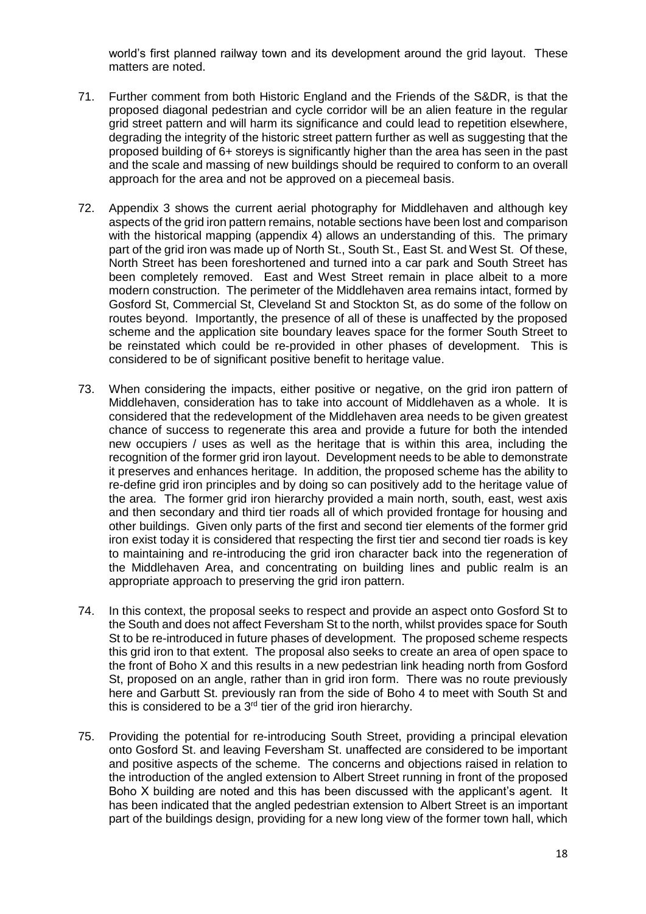world's first planned railway town and its development around the grid layout. These matters are noted.

71. Further comment from both Historic England and the Friends of the S&DR, is that the proposed diagonal pedestrian and cycle corridor will be an alien feature in the regular grid street pattern and will harm its significance and could lead to repetition elsewhere, degrading the integrity of the historic street pattern further as well as suggesting that the proposed building of 6+ storeys is significantly higher than the area has seen in the past and the scale and massing of new buildings should be required to conform to an overall approach for the area and not be approved on a piecemeal basis.

72. Appendix 3 shows the current aerial photography for Middlehaven and although key aspects of the grid iron pattern remains, notable sections have been lost and comparison with the historical mapping (appendix 4) allows an understanding of this. The primary part of the grid iron was made up of North St., South St., East St. and West St. Of these, North Street has been foreshortened and turned into a car park and South Street has been completely removed. East and West Street remain in place albeit to a more modern construction. The perimeter of the Middlehaven area remains intact, formed by Gosford St, Commercial St, Cleveland St and Stockton St, as do some of the follow on routes beyond. Importantly, the presence of all of these is unaffected by the proposed scheme and the application site boundary leaves space for the former South Street to be reinstated which could be re-provided in other phases of development. This is considered to be of significant positive benefit to heritage value.

73. When considering the impacts, either positive or negative, on the grid iron pattern of Middlehaven, consideration has to take into account of Middlehaven as a whole. It is considered that the redevelopment of the Middlehaven area needs to be given greatest chance of success to regenerate this area and provide a future for both the intended new occupiers / uses as well as the heritage that is within this area, including the recognition of the former grid iron layout. Development needs to be able to demonstrate it preserves and enhances heritage. In addition, the proposed scheme has the ability to re-define grid iron principles and by doing so can positively add to the heritage value of the area. The former grid iron hierarchy provided a main north, south, east, west axis and then secondary and third tier roads all of which provided frontage for housing and other buildings. Given only parts of the first and second tier elements of the former grid iron exist today it is considered that respecting the first tier and second tier roads is key to maintaining and re-introducing the grid iron character back into the regeneration of the Middlehaven Area, and concentrating on building lines and public realm is an appropriate approach to preserving the grid iron pattern.

74. In this context, the proposal seeks to respect and provide an aspect onto Gosford St to the South and does not affect Feversham St to the north, whilst provides space for South St to be re-introduced in future phases of development. The proposed scheme respects this grid iron to that extent. The proposal also seeks to create an area of open space to the front of Boho X and this results in a new pedestrian link heading north from Gosford St, proposed on an angle, rather than in grid iron form. There was no route previously here and Garbutt St. previously ran from the side of Boho 4 to meet with South St and this is considered to be a 3rd tier of the grid iron hierarchy.

75. Providing the potential for re-introducing South Street, providing a principal elevation onto Gosford St. and leaving Feversham St. unaffected are considered to be important and positive aspects of the scheme. The concerns and objections raised in relation to the introduction of the angled extension to Albert Street running in front of the proposed Boho X building are noted and this has been discussed with the applicant's agent. It has been indicated that the angled pedestrian extension to Albert Street is an important part of the buildings design, providing for a new long view of the former town hall, which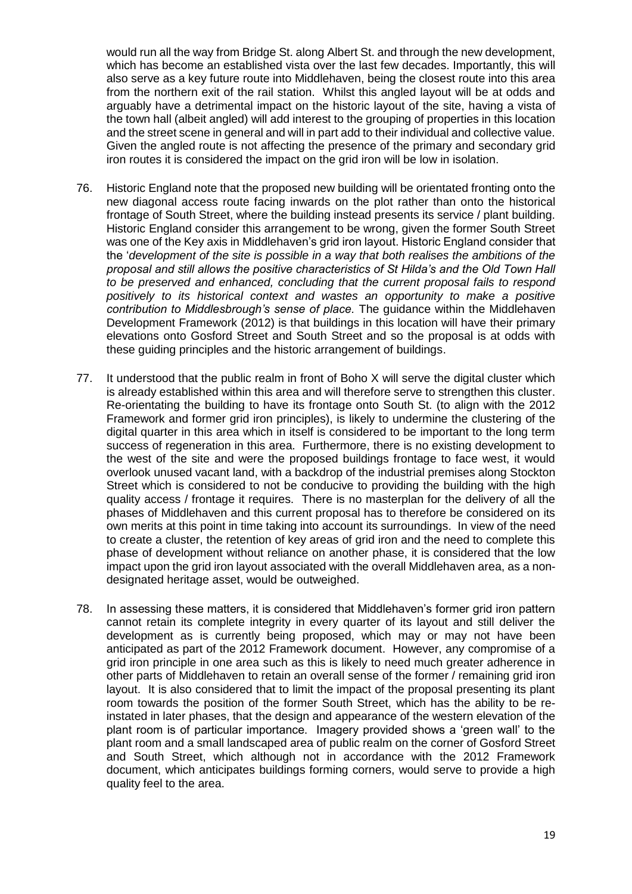would run all the way from Bridge St. along Albert St. and through the new development, which has become an established vista over the last few decades. Importantly, this will also serve as a key future route into Middlehaven, being the closest route into this area from the northern exit of the rail station. Whilst this angled layout will be at odds and arguably have a detrimental impact on the historic layout of the site, having a vista of the town hall (albeit angled) will add interest to the grouping of properties in this location and the street scene in general and will in part add to their individual and collective value. Given the angled route is not affecting the presence of the primary and secondary grid iron routes it is considered the impact on the grid iron will be low in isolation.

76. Historic England note that the proposed new building will be orientated fronting onto the new diagonal access route facing inwards on the plot rather than onto the historical frontage of South Street, where the building instead presents its service / plant building. Historic England consider this arrangement to be wrong, given the former South Street was one of the Key axis in Middlehaven's grid iron layout. Historic England consider that the '*development of the site is possible in a way that both realises the ambitions of the proposal and still allows the positive characteristics of St Hilda's and the Old Town Hall to be preserved and enhanced, concluding that the current proposal fails to respond positively to its historical context and wastes an opportunity to make a positive contribution to Middlesbrough's sense of place.* The guidance within the Middlehaven Development Framework (2012) is that buildings in this location will have their primary elevations onto Gosford Street and South Street and so the proposal is at odds with these guiding principles and the historic arrangement of buildings.

77. It understood that the public realm in front of Boho X will serve the digital cluster which is already established within this area and will therefore serve to strengthen this cluster. Re-orientating the building to have its frontage onto South St. (to align with the 2012 Framework and former grid iron principles), is likely to undermine the clustering of the digital quarter in this area which in itself is considered to be important to the long term success of regeneration in this area. Furthermore, there is no existing development to the west of the site and were the proposed buildings frontage to face west, it would overlook unused vacant land, with a backdrop of the industrial premises along Stockton Street which is considered to not be conducive to providing the building with the high quality access / frontage it requires. There is no masterplan for the delivery of all the phases of Middlehaven and this current proposal has to therefore be considered on its own merits at this point in time taking into account its surroundings. In view of the need to create a cluster, the retention of key areas of grid iron and the need to complete this phase of development without reliance on another phase, it is considered that the low impact upon the grid iron layout associated with the overall Middlehaven area, as a non-designated heritage asset, would be outweighed.

78. In assessing these matters, it is considered that Middlehaven's former grid iron pattern cannot retain its complete integrity in every quarter of its layout and still deliver the development as is currently being proposed, which may or may not have been anticipated as part of the 2012 Framework document. However, any compromise of a grid iron principle in one area such as this is likely to need much greater adherence in other parts of Middlehaven to retain an overall sense of the former / remaining grid iron layout. It is also considered that to limit the impact of the proposal presenting its plant room towards the position of the former South Street, which has the ability to be re-instated in later phases, that the design and appearance of the western elevation of the plant room is of particular importance. Imagery provided shows a 'green wall' to the plant room and a small landscaped area of public realm on the corner of Gosford Street and South Street, which although not in accordance with the 2012 Framework document, which anticipates buildings forming corners, would serve to provide a high quality feel to the area.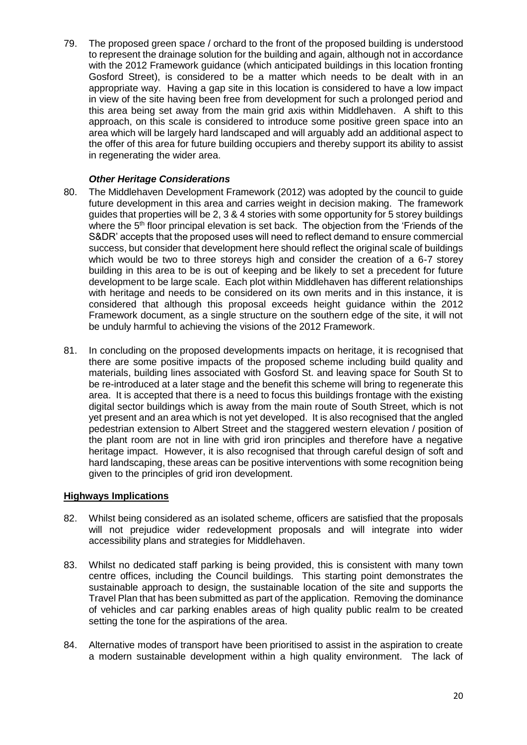79. The proposed green space / orchard to the front of the proposed building is understood to represent the drainage solution for the building and again, although not in accordance with the 2012 Framework guidance (which anticipated buildings in this location fronting Gosford Street), is considered to be a matter which needs to be dealt with in an appropriate way. Having a gap site in this location is considered to have a low impact in view of the site having been free from development for such a prolonged period and this area being set away from the main grid axis within Middlehaven. A shift to this approach, on this scale is considered to introduce some positive green space into an area which will be largely hard landscaped and will arguably add an additional aspect to the offer of this area for future building occupiers and thereby support its ability to assist in regenerating the wider area.

### *Other Heritage Considerations*

80. The Middlehaven Development Framework (2012) was adopted by the council to guide future development in this area and carries weight in decision making. The framework guides that properties will be 2, 3 & 4 stories with some opportunity for 5 storey buildings where the 5th floor principal elevation is set back. The objection from the 'Friends of the S&DR' accepts that the proposed uses will need to reflect demand to ensure commercial success, but consider that development here should reflect the original scale of buildings which would be two to three storeys high and consider the creation of a 6-7 storey building in this area to be is out of keeping and be likely to set a precedent for future development to be large scale. Each plot within Middlehaven has different relationships with heritage and needs to be considered on its own merits and in this instance, it is considered that although this proposal exceeds height guidance within the 2012 Framework document, as a single structure on the southern edge of the site, it will not be unduly harmful to achieving the visions of the 2012 Framework.

81. In concluding on the proposed developments impacts on heritage, it is recognised that there are some positive impacts of the proposed scheme including build quality and materials, building lines associated with Gosford St. and leaving space for South St to be re-introduced at a later stage and the benefit this scheme will bring to regenerate this area. It is accepted that there is a need to focus this buildings frontage with the existing digital sector buildings which is away from the main route of South Street, which is not yet present and an area which is not yet developed. It is also recognised that the angled pedestrian extension to Albert Street and the staggered western elevation / position of the plant room are not in line with grid iron principles and therefore have a negative heritage impact. However, it is also recognised that through careful design of soft and hard landscaping, these areas can be positive interventions with some recognition being given to the principles of grid iron development.

## **Highways Implications**

82. Whilst being considered as an isolated scheme, officers are satisfied that the proposals will not prejudice wider redevelopment proposals and will integrate into wider accessibility plans and strategies for Middlehaven.

83. Whilst no dedicated staff parking is being provided, this is consistent with many town centre offices, including the Council buildings. This starting point demonstrates the sustainable approach to design, the sustainable location of the site and supports the Travel Plan that has been submitted as part of the application. Removing the dominance of vehicles and car parking enables areas of high quality public realm to be created setting the tone for the aspirations of the area.

84. Alternative modes of transport have been prioritised to assist in the aspiration to create a modern sustainable development within a high quality environment. The lack of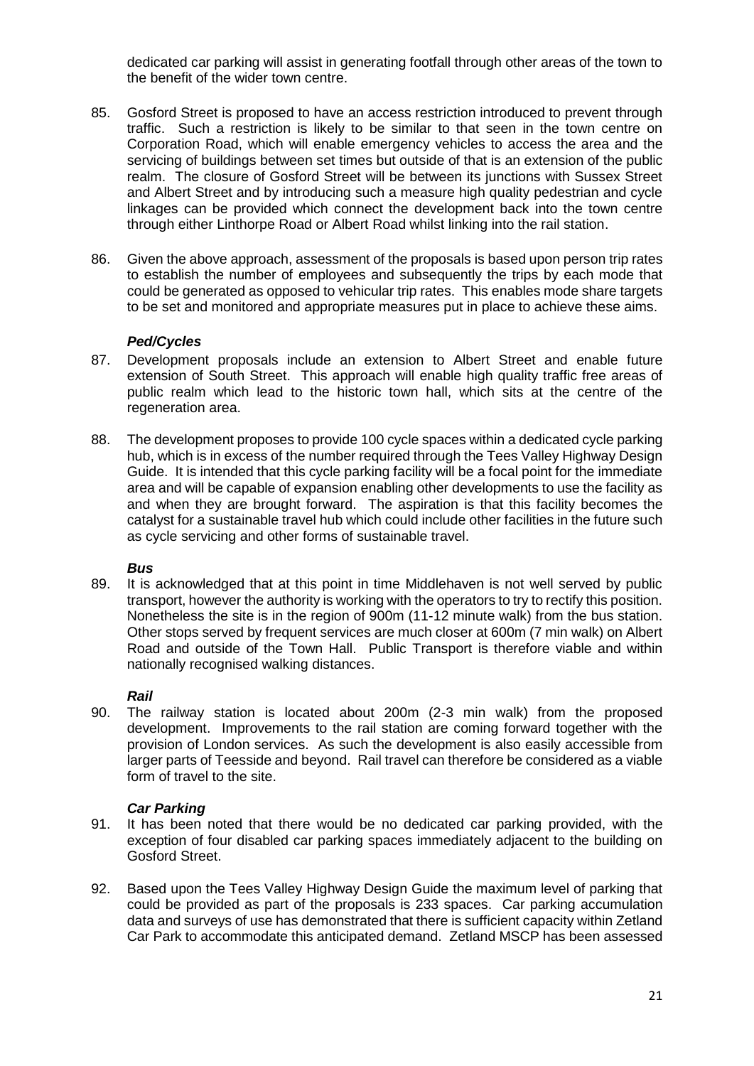dedicated car parking will assist in generating footfall through other areas of the town to the benefit of the wider town centre.

85. Gosford Street is proposed to have an access restriction introduced to prevent through traffic. Such a restriction is likely to be similar to that seen in the town centre on Corporation Road, which will enable emergency vehicles to access the area and the servicing of buildings between set times but outside of that is an extension of the public realm. The closure of Gosford Street will be between its junctions with Sussex Street and Albert Street and by introducing such a measure high quality pedestrian and cycle linkages can be provided which connect the development back into the town centre through either Linthorpe Road or Albert Road whilst linking into the rail station.

86. Given the above approach, assessment of the proposals is based upon person trip rates to establish the number of employees and subsequently the trips by each mode that could be generated as opposed to vehicular trip rates. This enables mode share targets to be set and monitored and appropriate measures put in place to achieve these aims.

***Ped/Cycles***

87. Development proposals include an extension to Albert Street and enable future extension of South Street. This approach will enable high quality traffic free areas of public realm which lead to the historic town hall, which sits at the centre of the regeneration area.

88. The development proposes to provide 100 cycle spaces within a dedicated cycle parking hub, which is in excess of the number required through the Tees Valley Highway Design Guide. It is intended that this cycle parking facility will be a focal point for the immediate area and will be capable of expansion enabling other developments to use the facility as and when they are brought forward. The aspiration is that this facility becomes the catalyst for a sustainable travel hub which could include other facilities in the future such as cycle servicing and other forms of sustainable travel.

***Bus***

89. It is acknowledged that at this point in time Middlehaven is not well served by public transport, however the authority is working with the operators to try to rectify this position. Nonetheless the site is in the region of 900m (11-12 minute walk) from the bus station. Other stops served by frequent services are much closer at 600m (7 min walk) on Albert Road and outside of the Town Hall. Public Transport is therefore viable and within nationally recognised walking distances.

***Rail***

90. The railway station is located about 200m (2-3 min walk) from the proposed development. Improvements to the rail station are coming forward together with the provision of London services. As such the development is also easily accessible from larger parts of Teesside and beyond. Rail travel can therefore be considered as a viable form of travel to the site.

***Car Parking***

91. It has been noted that there would be no dedicated car parking provided, with the exception of four disabled car parking spaces immediately adjacent to the building on Gosford Street.

92. Based upon the Tees Valley Highway Design Guide the maximum level of parking that could be provided as part of the proposals is 233 spaces. Car parking accumulation data and surveys of use has demonstrated that there is sufficient capacity within Zetland Car Park to accommodate this anticipated demand. Zetland MSCP has been assessed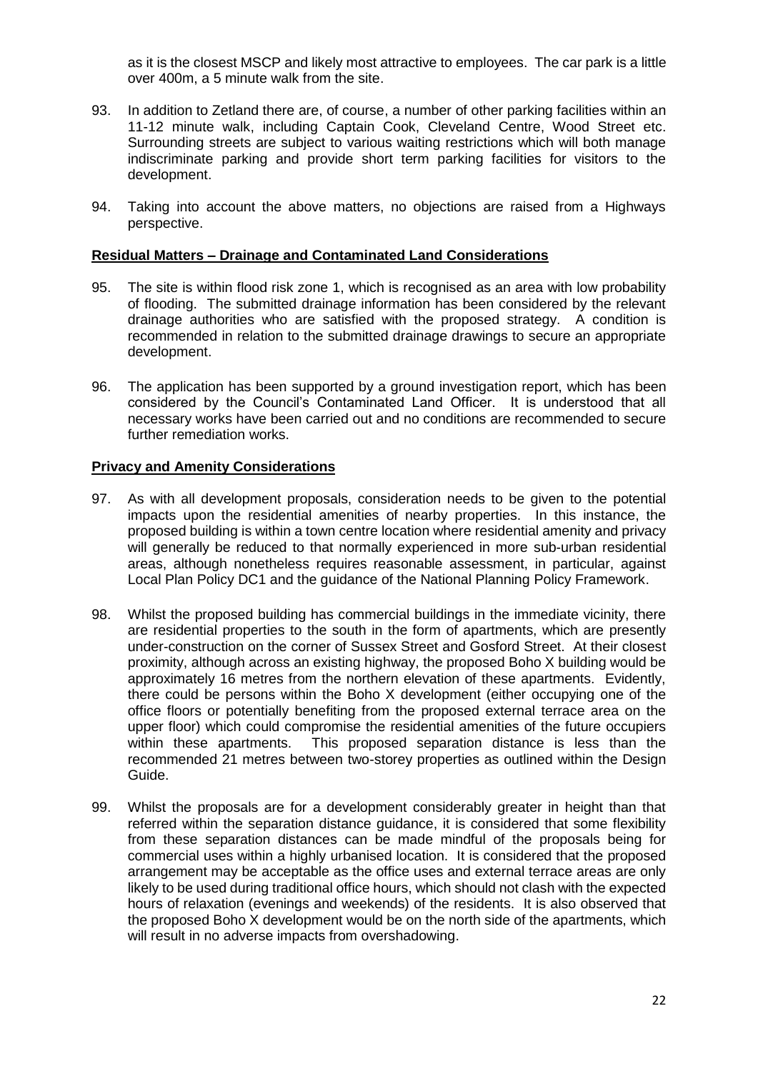as it is the closest MSCP and likely most attractive to employees. The car park is a little over 400m, a 5 minute walk from the site.

93. In addition to Zetland there are, of course, a number of other parking facilities within an 11-12 minute walk, including Captain Cook, Cleveland Centre, Wood Street etc. Surrounding streets are subject to various waiting restrictions which will both manage indiscriminate parking and provide short term parking facilities for visitors to the development.

94. Taking into account the above matters, no objections are raised from a Highways perspective.

**Residual Matters – Drainage and Contaminated Land Considerations**

95. The site is within flood risk zone 1, which is recognised as an area with low probability of flooding. The submitted drainage information has been considered by the relevant drainage authorities who are satisfied with the proposed strategy. A condition is recommended in relation to the submitted drainage drawings to secure an appropriate development.

96. The application has been supported by a ground investigation report, which has been considered by the Council's Contaminated Land Officer. It is understood that all necessary works have been carried out and no conditions are recommended to secure further remediation works.

**Privacy and Amenity Considerations**

97. As with all development proposals, consideration needs to be given to the potential impacts upon the residential amenities of nearby properties. In this instance, the proposed building is within a town centre location where residential amenity and privacy will generally be reduced to that normally experienced in more sub-urban residential areas, although nonetheless requires reasonable assessment, in particular, against Local Plan Policy DC1 and the guidance of the National Planning Policy Framework.

98. Whilst the proposed building has commercial buildings in the immediate vicinity, there are residential properties to the south in the form of apartments, which are presently under-construction on the corner of Sussex Street and Gosford Street. At their closest proximity, although across an existing highway, the proposed Boho X building would be approximately 16 metres from the northern elevation of these apartments. Evidently, there could be persons within the Boho X development (either occupying one of the office floors or potentially benefiting from the proposed external terrace area on the upper floor) which could compromise the residential amenities of the future occupiers within these apartments. This proposed separation distance is less than the recommended 21 metres between two-storey properties as outlined within the Design Guide.

99. Whilst the proposals are for a development considerably greater in height than that referred within the separation distance guidance, it is considered that some flexibility from these separation distances can be made mindful of the proposals being for commercial uses within a highly urbanised location. It is considered that the proposed arrangement may be acceptable as the office uses and external terrace areas are only likely to be used during traditional office hours, which should not clash with the expected hours of relaxation (evenings and weekends) of the residents. It is also observed that the proposed Boho X development would be on the north side of the apartments, which will result in no adverse impacts from overshadowing.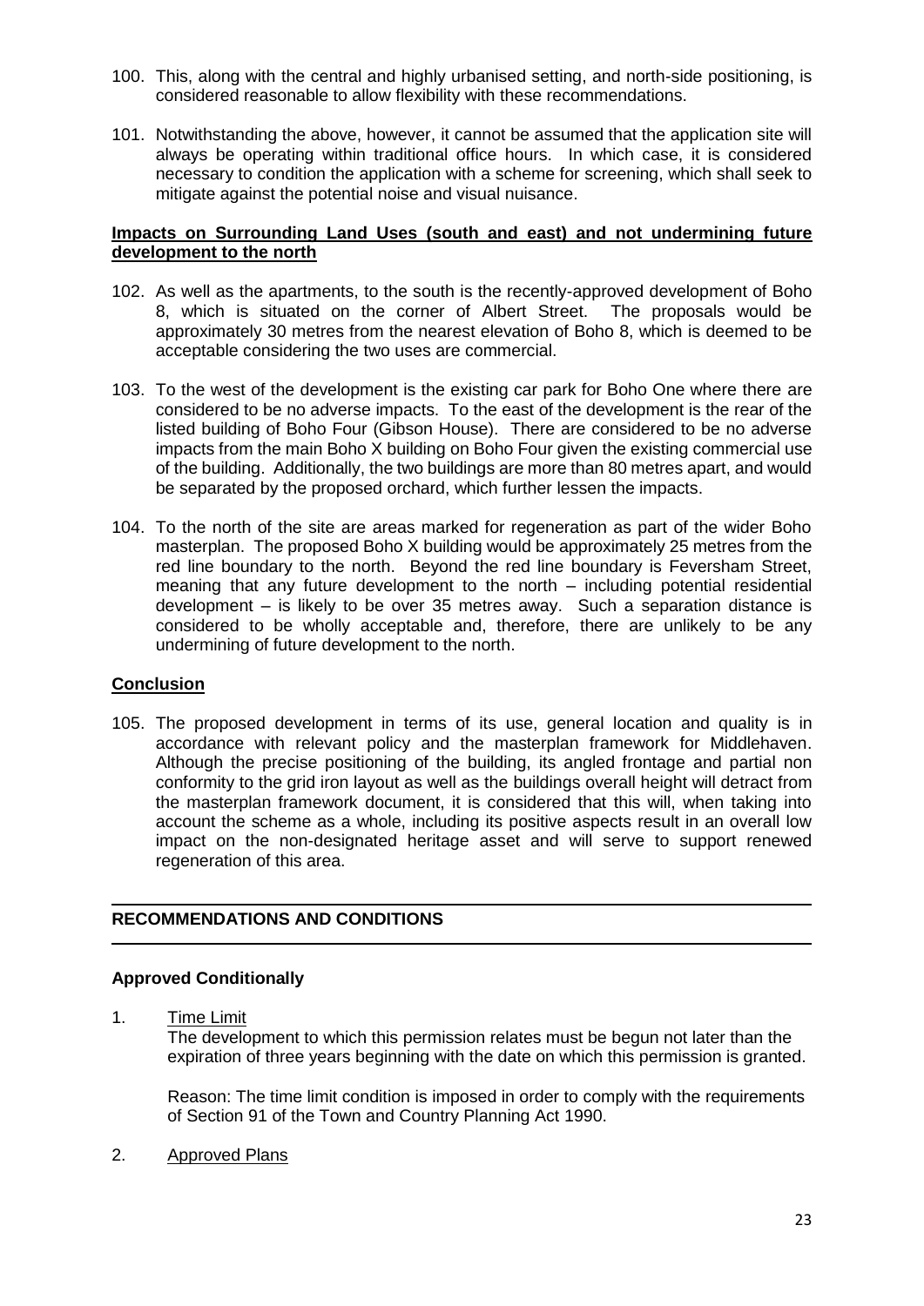100. This, along with the central and highly urbanised setting, and north-side positioning, is considered reasonable to allow flexibility with these recommendations.

101. Notwithstanding the above, however, it cannot be assumed that the application site will always be operating within traditional office hours. In which case, it is considered necessary to condition the application with a scheme for screening, which shall seek to mitigate against the potential noise and visual nuisance.

**Impacts on Surrounding Land Uses (south and east) and not undermining future development to the north**

102. As well as the apartments, to the south is the recently-approved development of Boho 8, which is situated on the corner of Albert Street. The proposals would be approximately 30 metres from the nearest elevation of Boho 8, which is deemed to be acceptable considering the two uses are commercial.

103. To the west of the development is the existing car park for Boho One where there are considered to be no adverse impacts. To the east of the development is the rear of the listed building of Boho Four (Gibson House). There are considered to be no adverse impacts from the main Boho X building on Boho Four given the existing commercial use of the building. Additionally, the two buildings are more than 80 metres apart, and would be separated by the proposed orchard, which further lessen the impacts.

104. To the north of the site are areas marked for regeneration as part of the wider Boho masterplan. The proposed Boho X building would be approximately 25 metres from the red line boundary to the north. Beyond the red line boundary is Feversham Street, meaning that any future development to the north – including potential residential development – is likely to be over 35 metres away. Such a separation distance is considered to be wholly acceptable and, therefore, there are unlikely to be any undermining of future development to the north.

**Conclusion**

105. The proposed development in terms of its use, general location and quality is in accordance with relevant policy and the masterplan framework for Middlehaven. Although the precise positioning of the building, its angled frontage and partial non conformity to the grid iron layout as well as the buildings overall height will detract from the masterplan framework document, it is considered that this will, when taking into account the scheme as a whole, including its positive aspects result in an overall low impact on the non-designated heritage asset and will serve to support renewed regeneration of this area.

## RECOMMENDATIONS AND CONDITIONS

**Approved Conditionally**

1. Time Limit

   The development to which this permission relates must be begun not later than the expiration of three years beginning with the date on which this permission is granted.

   Reason: The time limit condition is imposed in order to comply with the requirements of Section 91 of the Town and Country Planning Act 1990.

2. Approved Plans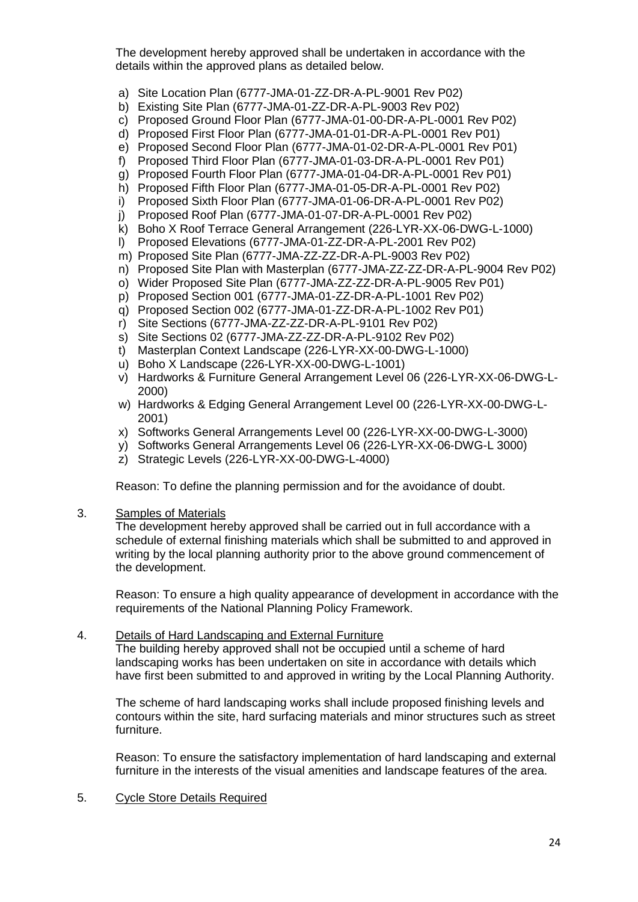The development hereby approved shall be undertaken in accordance with the details within the approved plans as detailed below.

a) Site Location Plan (6777-JMA-01-ZZ-DR-A-PL-9001 Rev P02)
b) Existing Site Plan (6777-JMA-01-ZZ-DR-A-PL-9003 Rev P02)
c) Proposed Ground Floor Plan (6777-JMA-01-00-DR-A-PL-0001 Rev P02)
d) Proposed First Floor Plan (6777-JMA-01-01-DR-A-PL-0001 Rev P01)
e) Proposed Second Floor Plan (6777-JMA-01-02-DR-A-PL-0001 Rev P01)
f) Proposed Third Floor Plan (6777-JMA-01-03-DR-A-PL-0001 Rev P01)
g) Proposed Fourth Floor Plan (6777-JMA-01-04-DR-A-PL-0001 Rev P01)
h) Proposed Fifth Floor Plan (6777-JMA-01-05-DR-A-PL-0001 Rev P02)
i) Proposed Sixth Floor Plan (6777-JMA-01-06-DR-A-PL-0001 Rev P02)
j) Proposed Roof Plan (6777-JMA-01-07-DR-A-PL-0001 Rev P02)
k) Boho X Roof Terrace General Arrangement (226-LYR-XX-06-DWG-L-1000)
l) Proposed Elevations (6777-JMA-01-ZZ-DR-A-PL-2001 Rev P02)
m) Proposed Site Plan (6777-JMA-ZZ-ZZ-DR-A-PL-9003 Rev P02)
n) Proposed Site Plan with Masterplan (6777-JMA-ZZ-ZZ-DR-A-PL-9004 Rev P02)
o) Wider Proposed Site Plan (6777-JMA-ZZ-ZZ-DR-A-PL-9005 Rev P01)
p) Proposed Section 001 (6777-JMA-01-ZZ-DR-A-PL-1001 Rev P02)
q) Proposed Section 002 (6777-JMA-01-ZZ-DR-A-PL-1002 Rev P01)
r) Site Sections (6777-JMA-ZZ-ZZ-DR-A-PL-9101 Rev P02)
s) Site Sections 02 (6777-JMA-ZZ-ZZ-DR-A-PL-9102 Rev P02)
t) Masterplan Context Landscape (226-LYR-XX-00-DWG-L-1000)
u) Boho X Landscape (226-LYR-XX-00-DWG-L-1001)
v) Hardworks & Furniture General Arrangement Level 06 (226-LYR-XX-06-DWG-L-2000)
w) Hardworks & Edging General Arrangement Level 00 (226-LYR-XX-00-DWG-L-2001)
x) Softworks General Arrangements Level 00 (226-LYR-XX-00-DWG-L-3000)
y) Softworks General Arrangements Level 06 (226-LYR-XX-06-DWG-L 3000)
z) Strategic Levels (226-LYR-XX-00-DWG-L-4000)

Reason: To define the planning permission and for the avoidance of doubt.

3. Samples of Materials

The development hereby approved shall be carried out in full accordance with a schedule of external finishing materials which shall be submitted to and approved in writing by the local planning authority prior to the above ground commencement of the development.

Reason: To ensure a high quality appearance of development in accordance with the requirements of the National Planning Policy Framework.

4. Details of Hard Landscaping and External Furniture

The building hereby approved shall not be occupied until a scheme of hard landscaping works has been undertaken on site in accordance with details which have first been submitted to and approved in writing by the Local Planning Authority.

The scheme of hard landscaping works shall include proposed finishing levels and contours within the site, hard surfacing materials and minor structures such as street furniture.

Reason: To ensure the satisfactory implementation of hard landscaping and external furniture in the interests of the visual amenities and landscape features of the area.

5. Cycle Store Details Required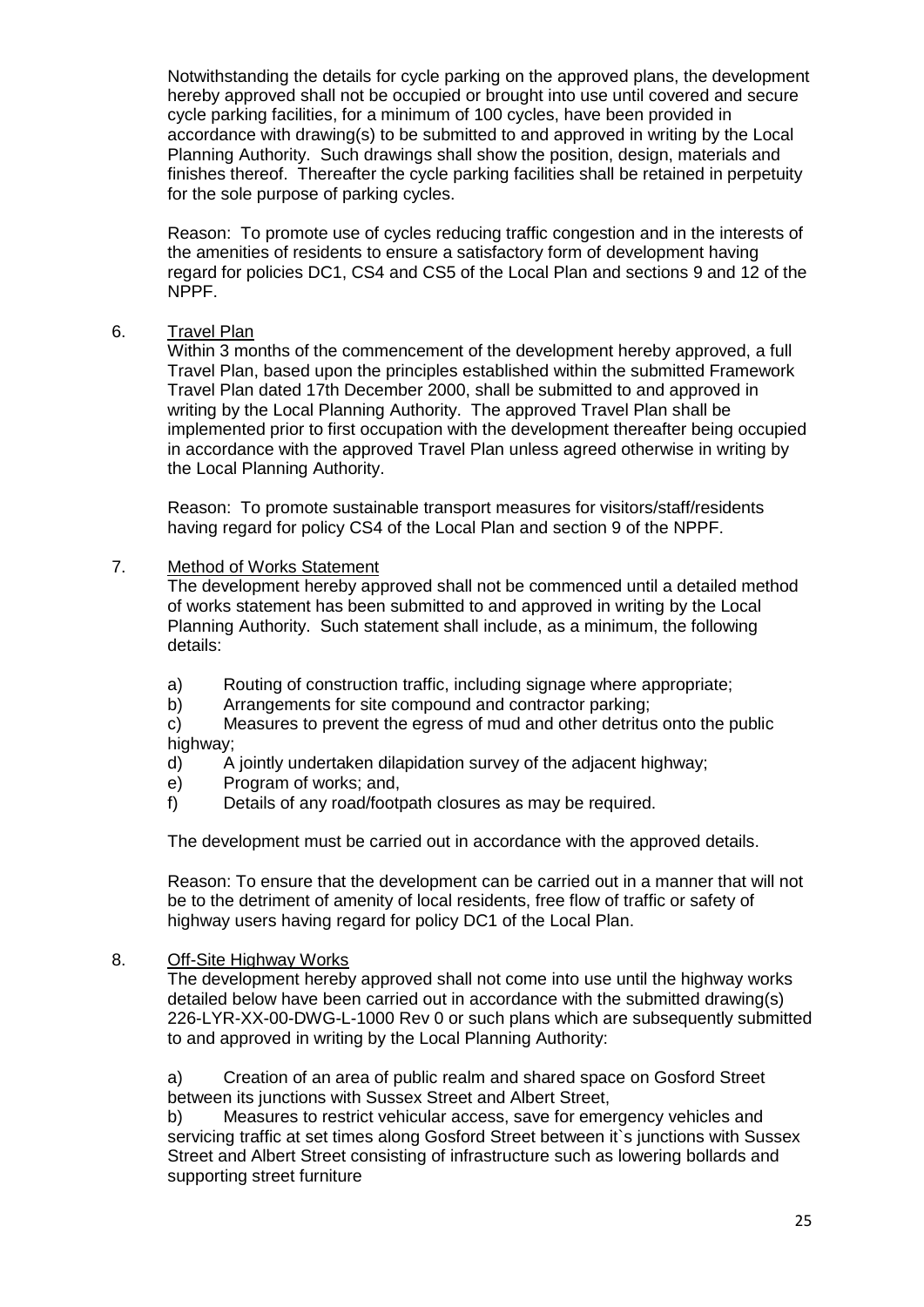Notwithstanding the details for cycle parking on the approved plans, the development hereby approved shall not be occupied or brought into use until covered and secure cycle parking facilities, for a minimum of 100 cycles, have been provided in accordance with drawing(s) to be submitted to and approved in writing by the Local Planning Authority. Such drawings shall show the position, design, materials and finishes thereof. Thereafter the cycle parking facilities shall be retained in perpetuity for the sole purpose of parking cycles.

Reason: To promote use of cycles reducing traffic congestion and in the interests of the amenities of residents to ensure a satisfactory form of development having regard for policies DC1, CS4 and CS5 of the Local Plan and sections 9 and 12 of the NPPF.

6. Travel Plan

Within 3 months of the commencement of the development hereby approved, a full Travel Plan, based upon the principles established within the submitted Framework Travel Plan dated 17th December 2000, shall be submitted to and approved in writing by the Local Planning Authority. The approved Travel Plan shall be implemented prior to first occupation with the development thereafter being occupied in accordance with the approved Travel Plan unless agreed otherwise in writing by the Local Planning Authority.

Reason: To promote sustainable transport measures for visitors/staff/residents having regard for policy CS4 of the Local Plan and section 9 of the NPPF.

7. Method of Works Statement

The development hereby approved shall not be commenced until a detailed method of works statement has been submitted to and approved in writing by the Local Planning Authority. Such statement shall include, as a minimum, the following details:

a) Routing of construction traffic, including signage where appropriate;
b) Arrangements for site compound and contractor parking;
c) Measures to prevent the egress of mud and other detritus onto the public highway;
d) A jointly undertaken dilapidation survey of the adjacent highway;
e) Program of works; and,
f) Details of any road/footpath closures as may be required.

The development must be carried out in accordance with the approved details.

Reason: To ensure that the development can be carried out in a manner that will not be to the detriment of amenity of local residents, free flow of traffic or safety of highway users having regard for policy DC1 of the Local Plan.

8. Off-Site Highway Works

The development hereby approved shall not come into use until the highway works detailed below have been carried out in accordance with the submitted drawing(s) 226-LYR-XX-00-DWG-L-1000 Rev 0 or such plans which are subsequently submitted to and approved in writing by the Local Planning Authority:

a) Creation of an area of public realm and shared space on Gosford Street between its junctions with Sussex Street and Albert Street,
b) Measures to restrict vehicular access, save for emergency vehicles and servicing traffic at set times along Gosford Street between it`s junctions with Sussex Street and Albert Street consisting of infrastructure such as lowering bollards and supporting street furniture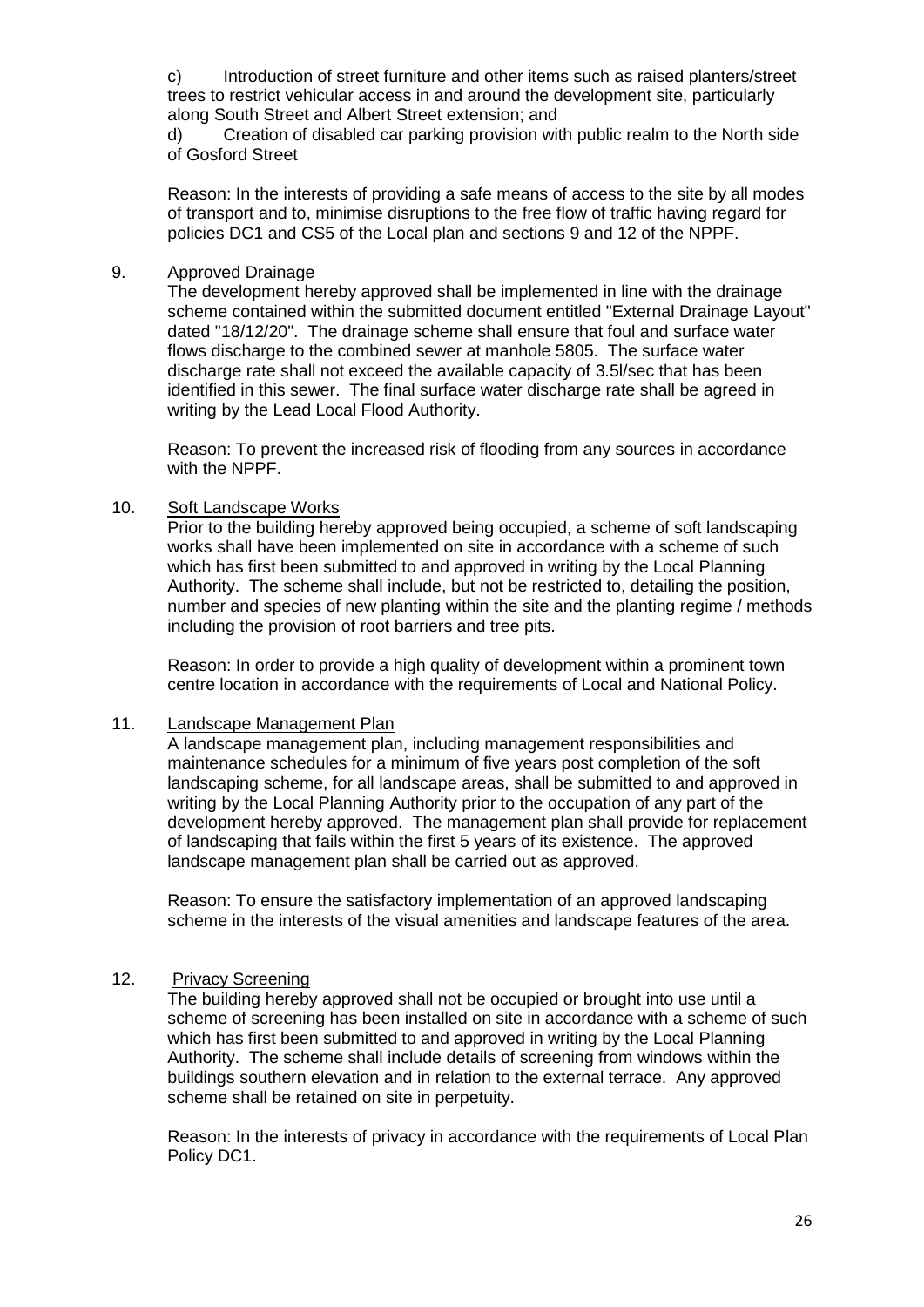c) Introduction of street furniture and other items such as raised planters/street trees to restrict vehicular access in and around the development site, particularly along South Street and Albert Street extension; and

d) Creation of disabled car parking provision with public realm to the North side of Gosford Street

Reason: In the interests of providing a safe means of access to the site by all modes of transport and to, minimise disruptions to the free flow of traffic having regard for policies DC1 and CS5 of the Local plan and sections 9 and 12 of the NPPF.

9. Approved Drainage

The development hereby approved shall be implemented in line with the drainage scheme contained within the submitted document entitled "External Drainage Layout" dated "18/12/20". The drainage scheme shall ensure that foul and surface water flows discharge to the combined sewer at manhole 5805. The surface water discharge rate shall not exceed the available capacity of 3.5l/sec that has been identified in this sewer. The final surface water discharge rate shall be agreed in writing by the Lead Local Flood Authority.

Reason: To prevent the increased risk of flooding from any sources in accordance with the NPPF.

10. Soft Landscape Works

Prior to the building hereby approved being occupied, a scheme of soft landscaping works shall have been implemented on site in accordance with a scheme of such which has first been submitted to and approved in writing by the Local Planning Authority. The scheme shall include, but not be restricted to, detailing the position, number and species of new planting within the site and the planting regime / methods including the provision of root barriers and tree pits.

Reason: In order to provide a high quality of development within a prominent town centre location in accordance with the requirements of Local and National Policy.

11. Landscape Management Plan

A landscape management plan, including management responsibilities and maintenance schedules for a minimum of five years post completion of the soft landscaping scheme, for all landscape areas, shall be submitted to and approved in writing by the Local Planning Authority prior to the occupation of any part of the development hereby approved. The management plan shall provide for replacement of landscaping that fails within the first 5 years of its existence. The approved landscape management plan shall be carried out as approved.

Reason: To ensure the satisfactory implementation of an approved landscaping scheme in the interests of the visual amenities and landscape features of the area.

12. Privacy Screening

The building hereby approved shall not be occupied or brought into use until a scheme of screening has been installed on site in accordance with a scheme of such which has first been submitted to and approved in writing by the Local Planning Authority. The scheme shall include details of screening from windows within the buildings southern elevation and in relation to the external terrace. Any approved scheme shall be retained on site in perpetuity.

Reason: In the interests of privacy in accordance with the requirements of Local Plan Policy DC1.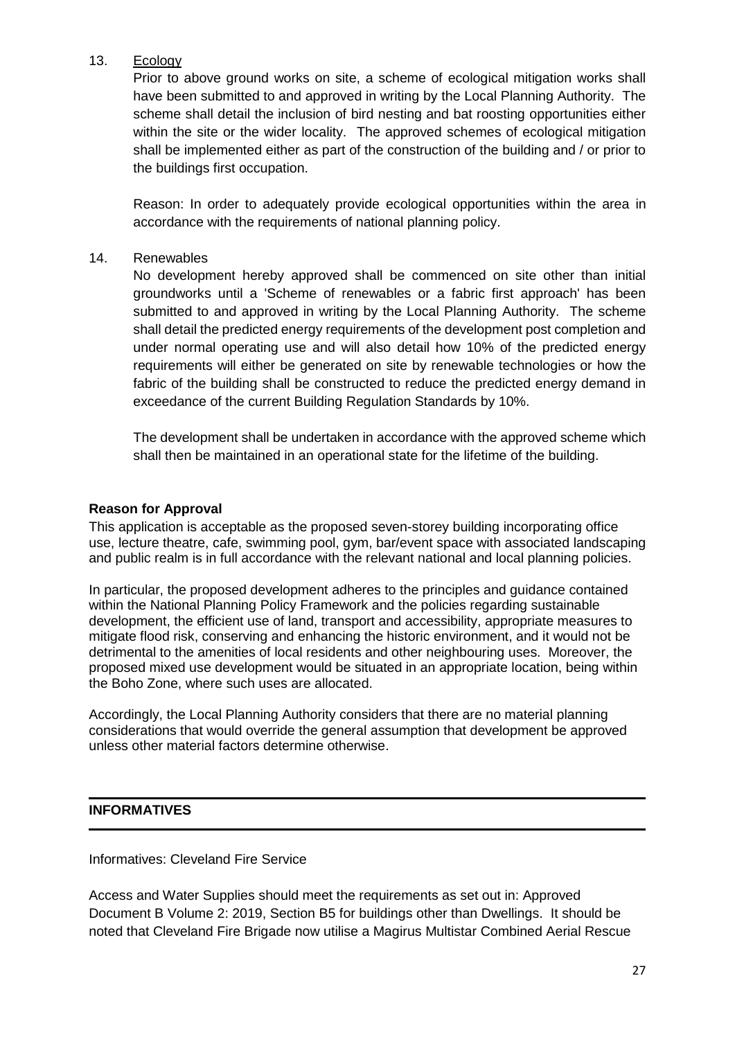13. <u>Ecology</u>

    Prior to above ground works on site, a scheme of ecological mitigation works shall have been submitted to and approved in writing by the Local Planning Authority. The scheme shall detail the inclusion of bird nesting and bat roosting opportunities either within the site or the wider locality. The approved schemes of ecological mitigation shall be implemented either as part of the construction of the building and / or prior to the buildings first occupation.

    Reason: In order to adequately provide ecological opportunities within the area in accordance with the requirements of national planning policy.

14. Renewables

    No development hereby approved shall be commenced on site other than initial groundworks until a 'Scheme of renewables or a fabric first approach' has been submitted to and approved in writing by the Local Planning Authority. The scheme shall detail the predicted energy requirements of the development post completion and under normal operating use and will also detail how 10% of the predicted energy requirements will either be generated on site by renewable technologies or how the fabric of the building shall be constructed to reduce the predicted energy demand in exceedance of the current Building Regulation Standards by 10%.

    The development shall be undertaken in accordance with the approved scheme which shall then be maintained in an operational state for the lifetime of the building.

**Reason for Approval**

This application is acceptable as the proposed seven-storey building incorporating office use, lecture theatre, cafe, swimming pool, gym, bar/event space with associated landscaping and public realm is in full accordance with the relevant national and local planning policies.

In particular, the proposed development adheres to the principles and guidance contained within the National Planning Policy Framework and the policies regarding sustainable development, the efficient use of land, transport and accessibility, appropriate measures to mitigate flood risk, conserving and enhancing the historic environment, and it would not be detrimental to the amenities of local residents and other neighbouring uses. Moreover, the proposed mixed use development would be situated in an appropriate location, being within the Boho Zone, where such uses are allocated.

Accordingly, the Local Planning Authority considers that there are no material planning considerations that would override the general assumption that development be approved unless other material factors determine otherwise.

---

**INFORMATIVES**

---

Informatives: Cleveland Fire Service

Access and Water Supplies should meet the requirements as set out in: Approved Document B Volume 2: 2019, Section B5 for buildings other than Dwellings. It should be noted that Cleveland Fire Brigade now utilise a Magirus Multistar Combined Aerial Rescue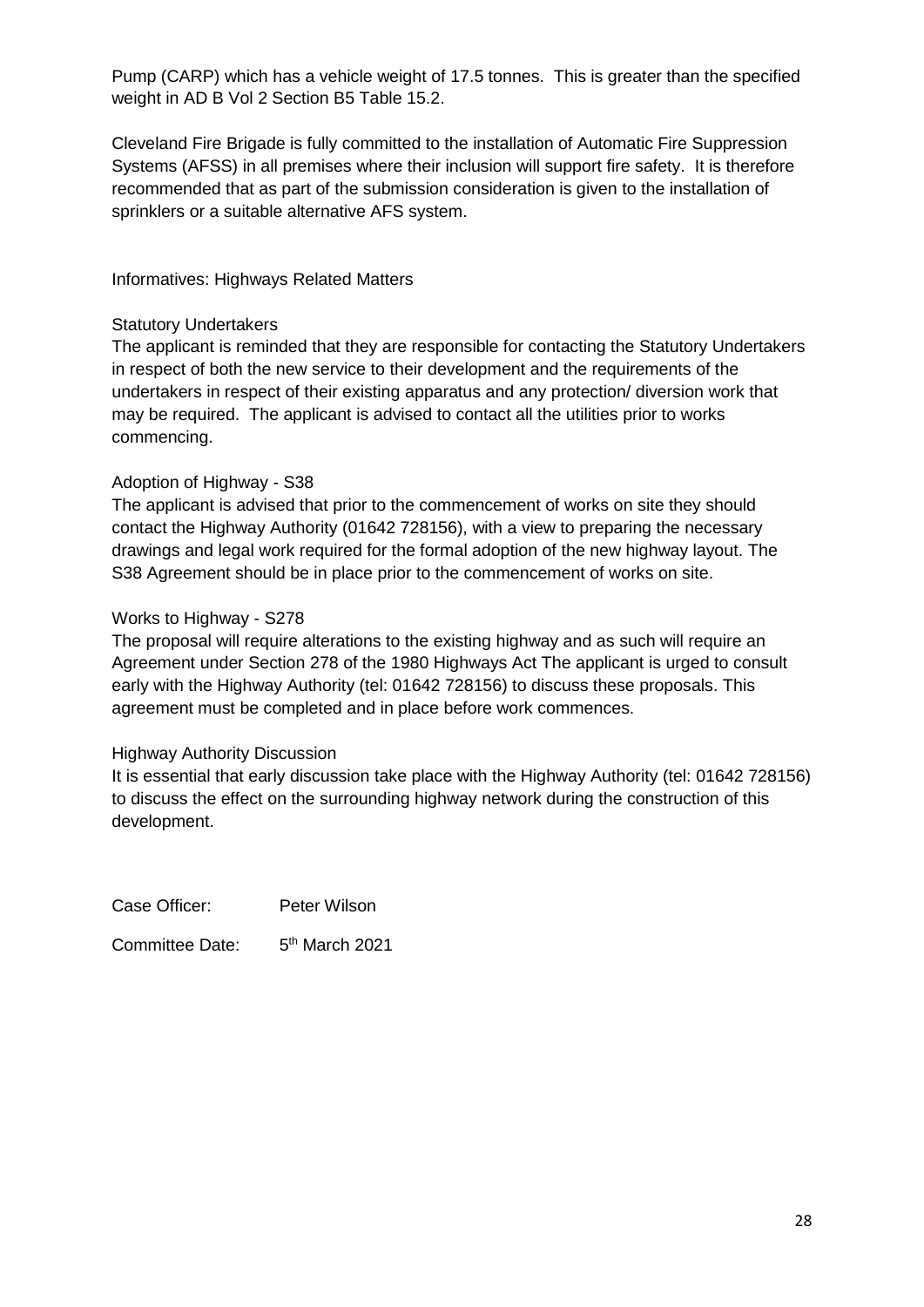Pump (CARP) which has a vehicle weight of 17.5 tonnes. This is greater than the specified weight in AD B Vol 2 Section B5 Table 15.2.

Cleveland Fire Brigade is fully committed to the installation of Automatic Fire Suppression Systems (AFSS) in all premises where their inclusion will support fire safety. It is therefore recommended that as part of the submission consideration is given to the installation of sprinklers or a suitable alternative AFS system.

Informatives: Highways Related Matters

Statutory Undertakers
The applicant is reminded that they are responsible for contacting the Statutory Undertakers in respect of both the new service to their development and the requirements of the undertakers in respect of their existing apparatus and any protection/ diversion work that may be required. The applicant is advised to contact all the utilities prior to works commencing.

Adoption of Highway - S38
The applicant is advised that prior to the commencement of works on site they should contact the Highway Authority (01642 728156), with a view to preparing the necessary drawings and legal work required for the formal adoption of the new highway layout. The S38 Agreement should be in place prior to the commencement of works on site.

Works to Highway - S278
The proposal will require alterations to the existing highway and as such will require an Agreement under Section 278 of the 1980 Highways Act The applicant is urged to consult early with the Highway Authority (tel: 01642 728156) to discuss these proposals. This agreement must be completed and in place before work commences.

Highway Authority Discussion
It is essential that early discussion take place with the Highway Authority (tel: 01642 728156) to discuss the effect on the surrounding highway network during the construction of this development.

Case Officer: Peter Wilson

Committee Date: 5th March 2021